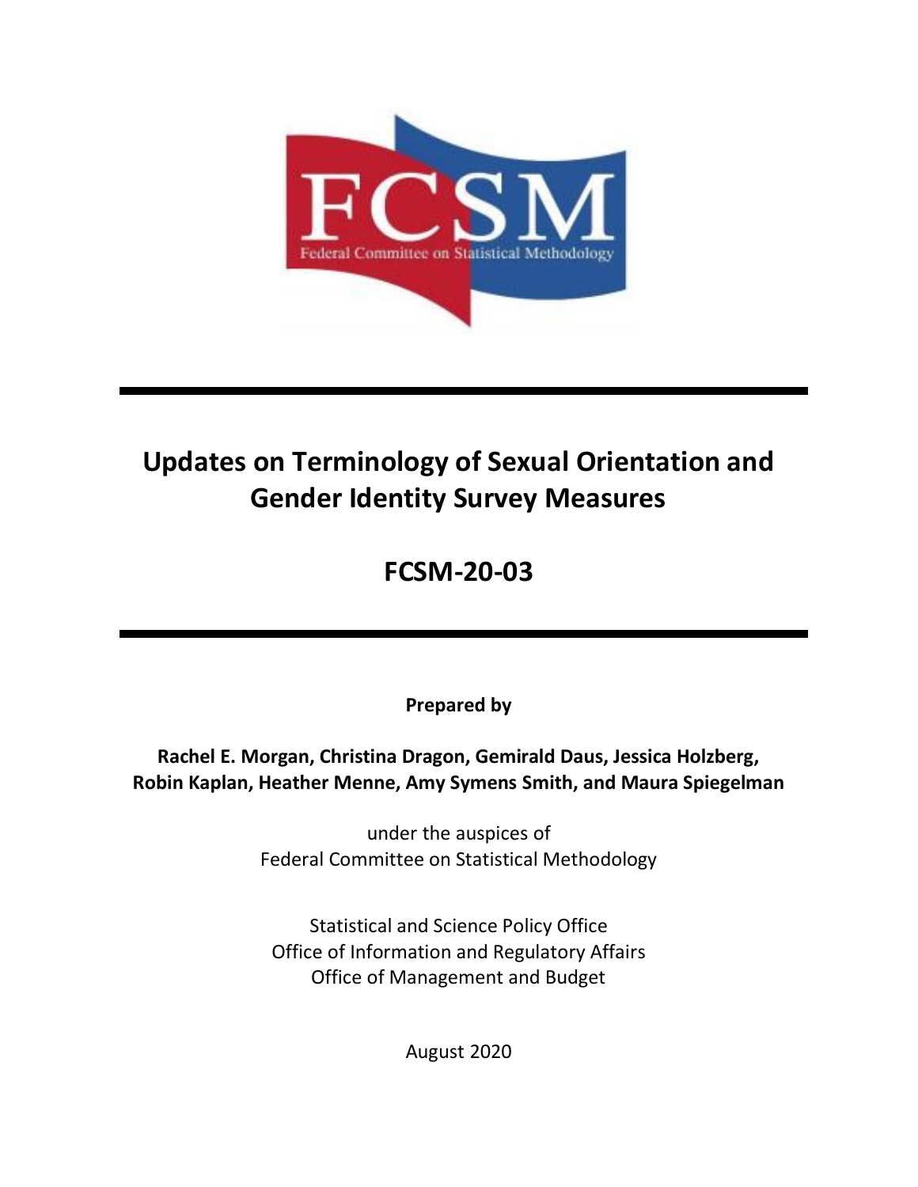FCSM

Federal Committee on Statistical Methodology

# Updates on Terminology of Sexual Orientation and Gender Identity Survey Measures

# FCSM-20-03

**Prepared by**

**Rachel E. Morgan, Christina Dragon, Gemirald Daus, Jessica Holzberg, Robin Kaplan, Heather Menne, Amy Symens Smith, and Maura Spiegelman**

under the auspices of
Federal Committee on Statistical Methodology

Statistical and Science Policy Office
Office of Information and Regulatory Affairs
Office of Management and Budget

August 2020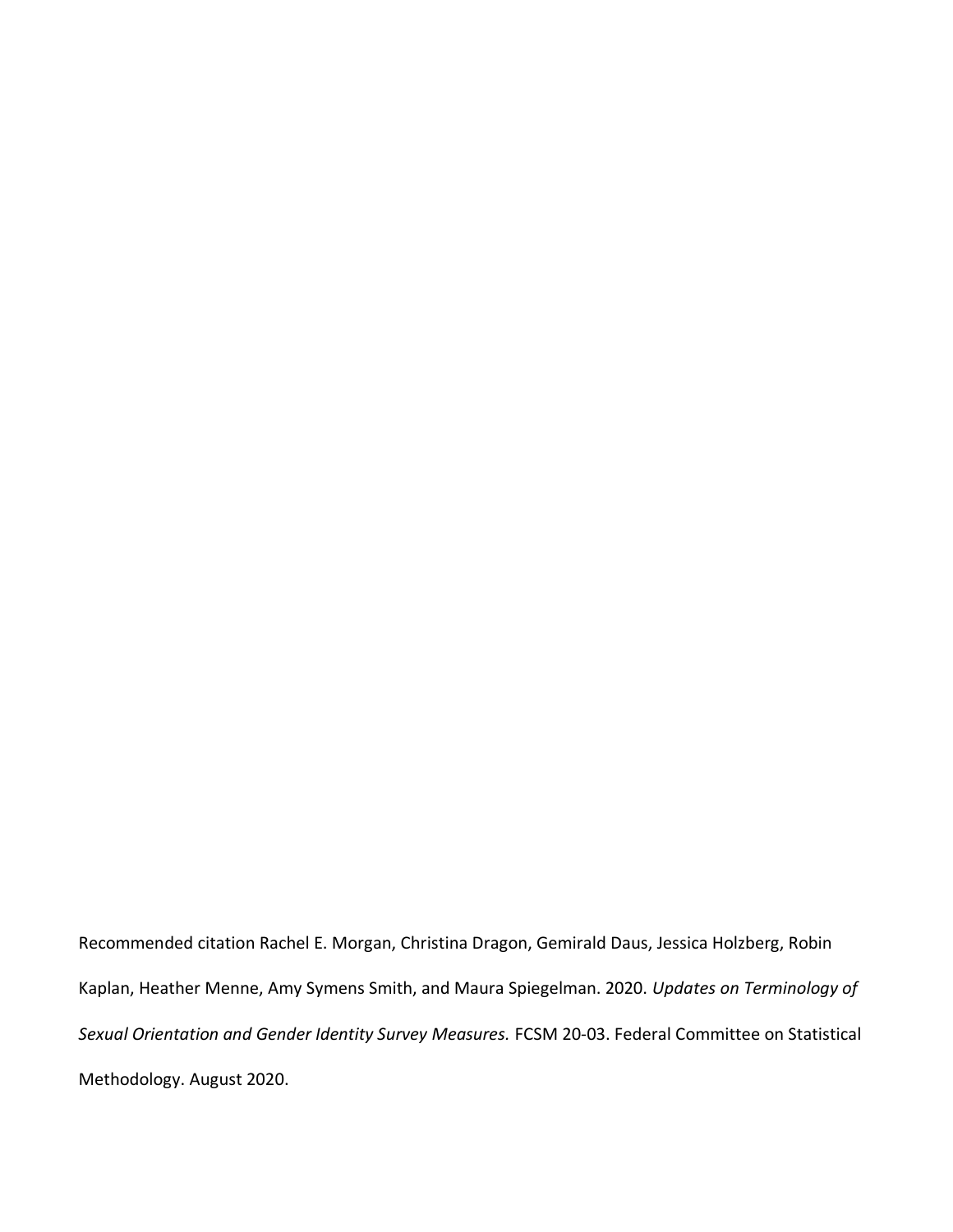Recommended citation Rachel E. Morgan, Christina Dragon, Gemirald Daus, Jessica Holzberg, Robin Kaplan, Heather Menne, Amy Symens Smith, and Maura Spiegelman. 2020. *Updates on Terminology of Sexual Orientation and Gender Identity Survey Measures.* FCSM 20-03. Federal Committee on Statistical Methodology. August 2020.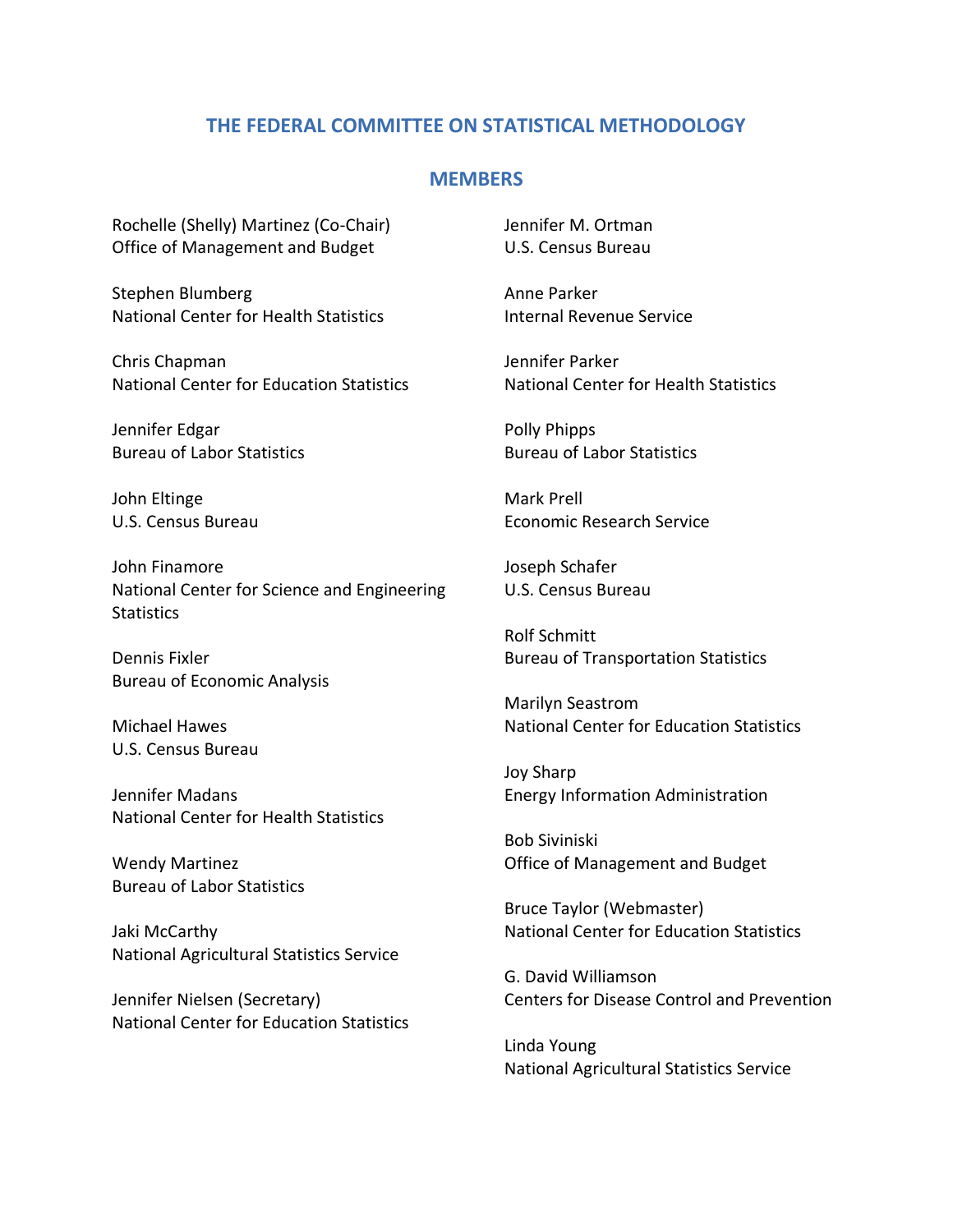## THE FEDERAL COMMITTEE ON STATISTICAL METHODOLOGY

### MEMBERS

Rochelle (Shelly) Martinez (Co-Chair)
Office of Management and Budget

Stephen Blumberg
National Center for Health Statistics

Chris Chapman
National Center for Education Statistics

Jennifer Edgar
Bureau of Labor Statistics

John Eltinge
U.S. Census Bureau

John Finamore
National Center for Science and Engineering Statistics

Dennis Fixler
Bureau of Economic Analysis

Michael Hawes
U.S. Census Bureau

Jennifer Madans
National Center for Health Statistics

Wendy Martinez
Bureau of Labor Statistics

Jaki McCarthy
National Agricultural Statistics Service

Jennifer Nielsen (Secretary)
National Center for Education Statistics

Jennifer M. Ortman
U.S. Census Bureau

Anne Parker
Internal Revenue Service

Jennifer Parker
National Center for Health Statistics

Polly Phipps
Bureau of Labor Statistics

Mark Prell
Economic Research Service

Joseph Schafer
U.S. Census Bureau

Rolf Schmitt
Bureau of Transportation Statistics

Marilyn Seastrom
National Center for Education Statistics

Joy Sharp
Energy Information Administration

Bob Siviniski
Office of Management and Budget

Bruce Taylor (Webmaster)
National Center for Education Statistics

G. David Williamson
Centers for Disease Control and Prevention

Linda Young
National Agricultural Statistics Service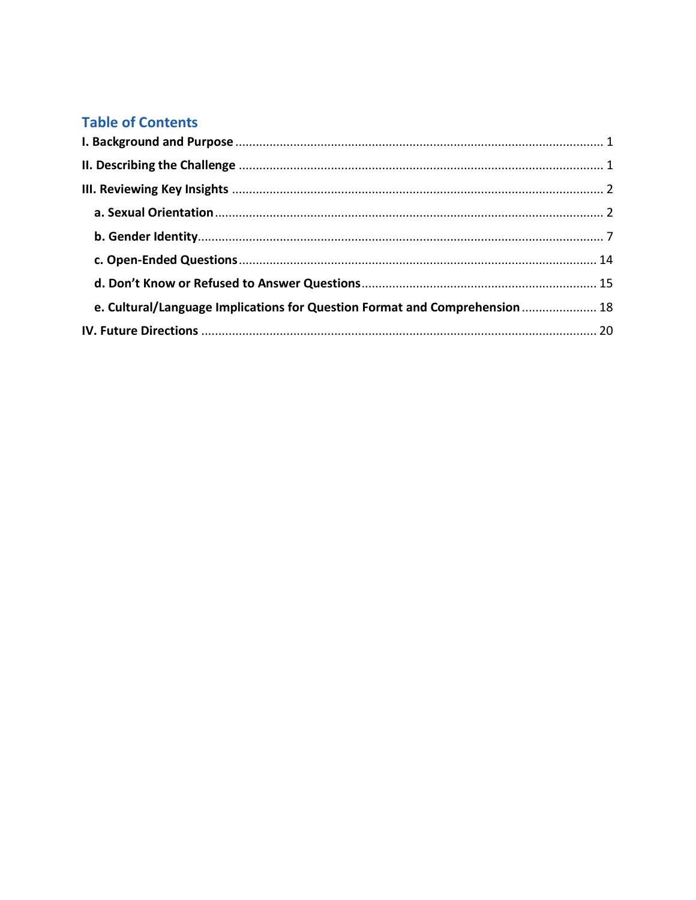## Table of Contents

**I. Background and Purpose** ........................................................................................................ 1

**II. Describing the Challenge** ........................................................................................................ 1

**III. Reviewing Key Insights** ........................................................................................................ 2

- **a. Sexual Orientation** ........................................................................................................ 2
- **b. Gender Identity** ........................................................................................................ 7
- **c. Open-Ended Questions** ........................................................................................................ 14
- **d. Don't Know or Refused to Answer Questions** ........................................................................ 15
- **e. Cultural/Language Implications for Question Format and Comprehension** ........................ 18

**IV. Future Directions** ........................................................................................................ 20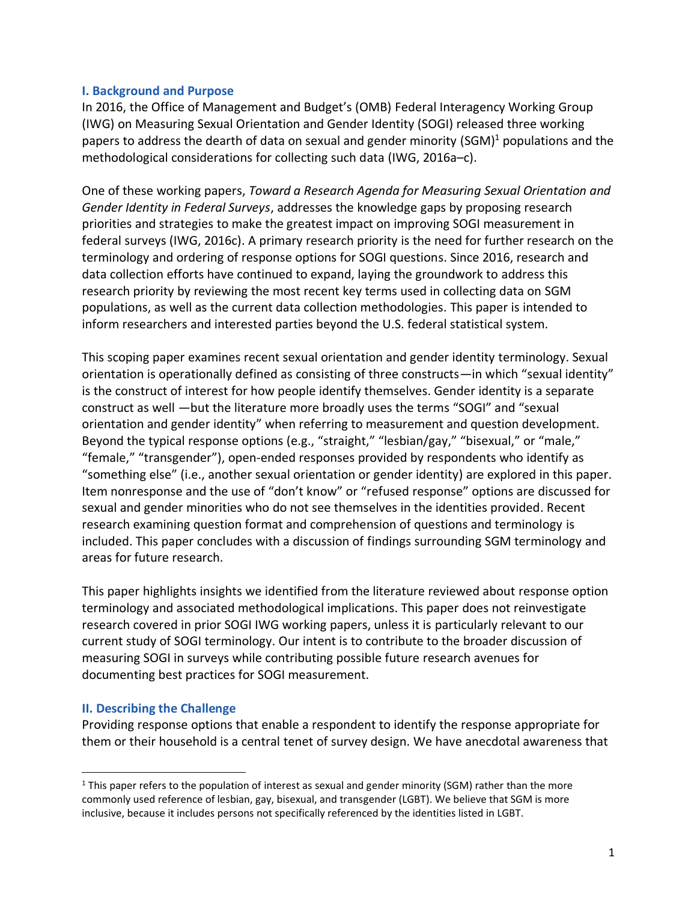## I. Background and Purpose

In 2016, the Office of Management and Budget's (OMB) Federal Interagency Working Group (IWG) on Measuring Sexual Orientation and Gender Identity (SOGI) released three working papers to address the dearth of data on sexual and gender minority (SGM)[1] populations and the methodological considerations for collecting such data (IWG, 2016a–c).

One of these working papers, *Toward a Research Agenda for Measuring Sexual Orientation and Gender Identity in Federal Surveys*, addresses the knowledge gaps by proposing research priorities and strategies to make the greatest impact on improving SOGI measurement in federal surveys (IWG, 2016c). A primary research priority is the need for further research on the terminology and ordering of response options for SOGI questions. Since 2016, research and data collection efforts have continued to expand, laying the groundwork to address this research priority by reviewing the most recent key terms used in collecting data on SGM populations, as well as the current data collection methodologies. This paper is intended to inform researchers and interested parties beyond the U.S. federal statistical system.

This scoping paper examines recent sexual orientation and gender identity terminology. Sexual orientation is operationally defined as consisting of three constructs—in which "sexual identity" is the construct of interest for how people identify themselves. Gender identity is a separate construct as well —but the literature more broadly uses the terms "SOGI" and "sexual orientation and gender identity" when referring to measurement and question development. Beyond the typical response options (e.g., "straight," "lesbian/gay," "bisexual," or "male," "female," "transgender"), open-ended responses provided by respondents who identify as "something else" (i.e., another sexual orientation or gender identity) are explored in this paper. Item nonresponse and the use of "don't know" or "refused response" options are discussed for sexual and gender minorities who do not see themselves in the identities provided. Recent research examining question format and comprehension of questions and terminology is included. This paper concludes with a discussion of findings surrounding SGM terminology and areas for future research.

This paper highlights insights we identified from the literature reviewed about response option terminology and associated methodological implications. This paper does not reinvestigate research covered in prior SOGI IWG working papers, unless it is particularly relevant to our current study of SOGI terminology. Our intent is to contribute to the broader discussion of measuring SOGI in surveys while contributing possible future research avenues for documenting best practices for SOGI measurement.

## II. Describing the Challenge

Providing response options that enable a respondent to identify the response appropriate for them or their household is a central tenet of survey design. We have anecdotal awareness that

[1] This paper refers to the population of interest as sexual and gender minority (SGM) rather than the more commonly used reference of lesbian, gay, bisexual, and transgender (LGBT). We believe that SGM is more inclusive, because it includes persons not specifically referenced by the identities listed in LGBT.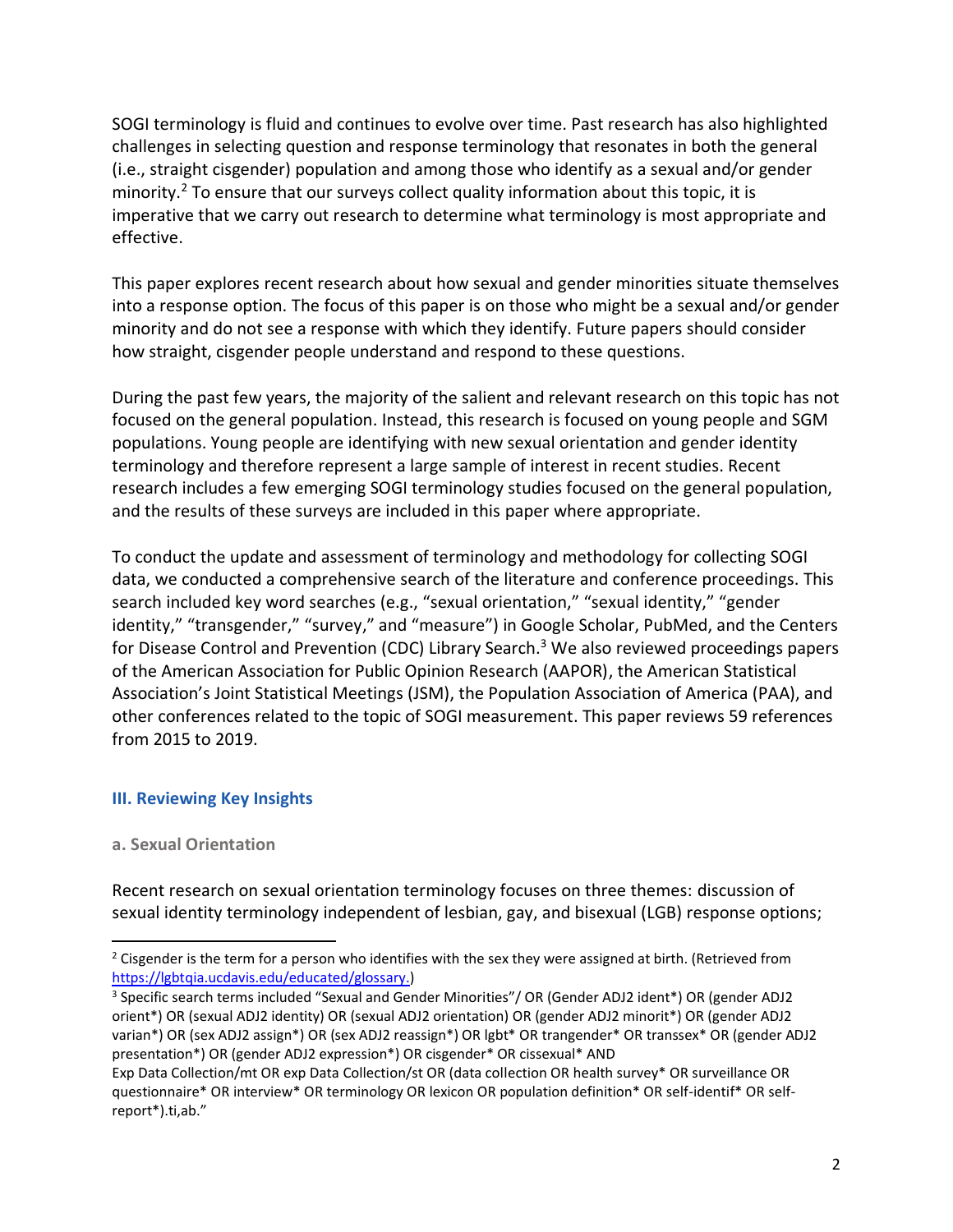SOGI terminology is fluid and continues to evolve over time. Past research has also highlighted challenges in selecting question and response terminology that resonates in both the general (i.e., straight cisgender) population and among those who identify as a sexual and/or gender minority.[2] To ensure that our surveys collect quality information about this topic, it is imperative that we carry out research to determine what terminology is most appropriate and effective.

This paper explores recent research about how sexual and gender minorities situate themselves into a response option. The focus of this paper is on those who might be a sexual and/or gender minority and do not see a response with which they identify. Future papers should consider how straight, cisgender people understand and respond to these questions.

During the past few years, the majority of the salient and relevant research on this topic has not focused on the general population. Instead, this research is focused on young people and SGM populations. Young people are identifying with new sexual orientation and gender identity terminology and therefore represent a large sample of interest in recent studies. Recent research includes a few emerging SOGI terminology studies focused on the general population, and the results of these surveys are included in this paper where appropriate.

To conduct the update and assessment of terminology and methodology for collecting SOGI data, we conducted a comprehensive search of the literature and conference proceedings. This search included key word searches (e.g., "sexual orientation," "sexual identity," "gender identity," "transgender," "survey," and "measure") in Google Scholar, PubMed, and the Centers for Disease Control and Prevention (CDC) Library Search.[3] We also reviewed proceedings papers of the American Association for Public Opinion Research (AAPOR), the American Statistical Association's Joint Statistical Meetings (JSM), the Population Association of America (PAA), and other conferences related to the topic of SOGI measurement. This paper reviews 59 references from 2015 to 2019.

## III. Reviewing Key Insights

### a. Sexual Orientation

Recent research on sexual orientation terminology focuses on three themes: discussion of sexual identity terminology independent of lesbian, gay, and bisexual (LGB) response options;

---

[2] Cisgender is the term for a person who identifies with the sex they were assigned at birth. (Retrieved from https://lgbtqia.ucdavis.edu/educated/glossary.)

[3] Specific search terms included "Sexual and Gender Minorities"/ OR (Gender ADJ2 ident*) OR (gender ADJ2 orient*) OR (sexual ADJ2 identity) OR (sexual ADJ2 orientation) OR (gender ADJ2 minorit*) OR (gender ADJ2 varian*) OR (sex ADJ2 assign*) OR (sex ADJ2 reassign*) OR lgbt* OR trangender* OR transsex* OR (gender ADJ2 presentation*) OR (gender ADJ2 expression*) OR cisgender* OR cissexual* AND Exp Data Collection/mt OR exp Data Collection/st OR (data collection OR health survey* OR surveillance OR questionnaire* OR interview* OR terminology OR lexicon OR population definition* OR self-identif* OR self-report*).ti,ab."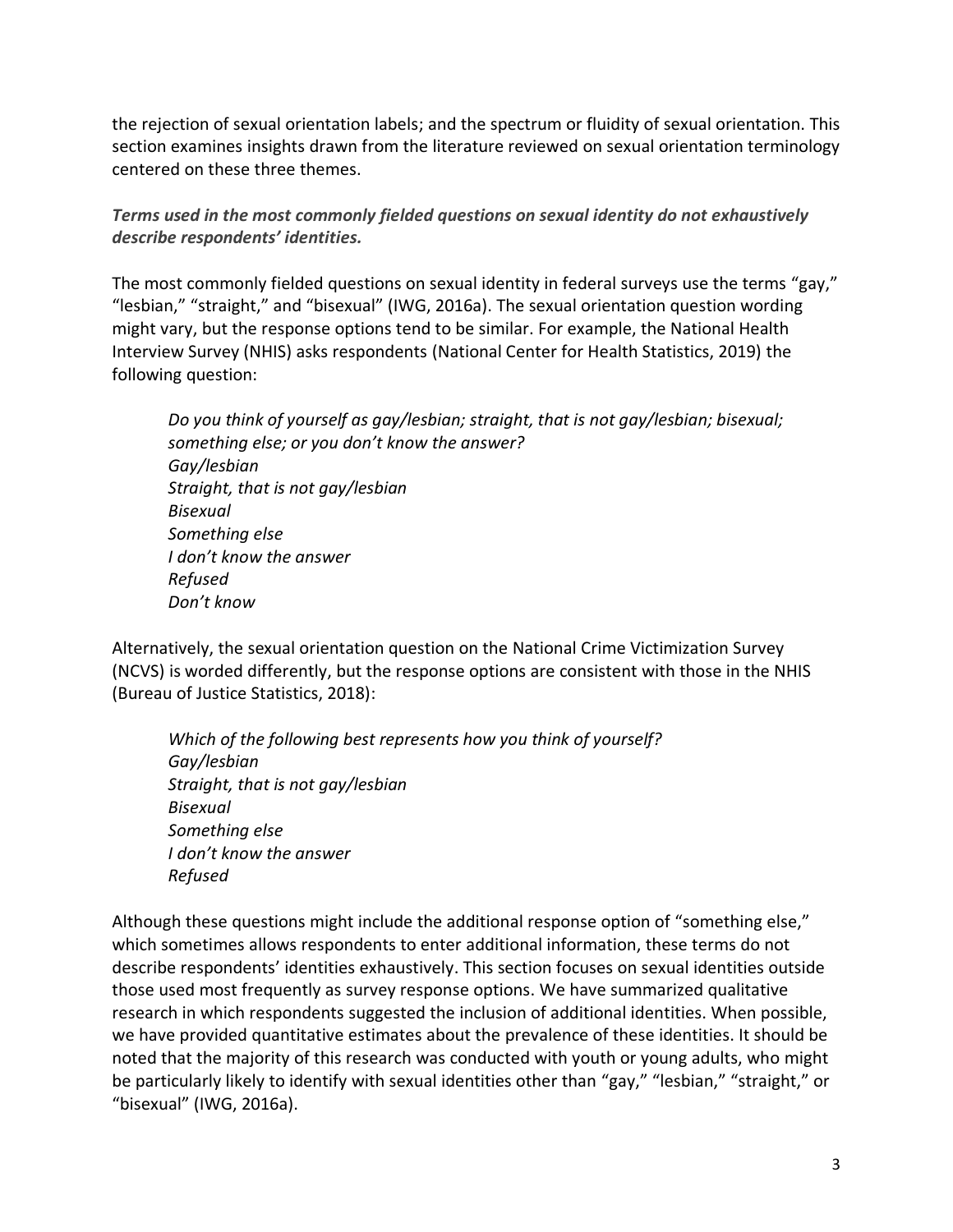the rejection of sexual orientation labels; and the spectrum or fluidity of sexual orientation. This section examines insights drawn from the literature reviewed on sexual orientation terminology centered on these three themes.

***Terms used in the most commonly fielded questions on sexual identity do not exhaustively describe respondents' identities.***

The most commonly fielded questions on sexual identity in federal surveys use the terms "gay," "lesbian," "straight," and "bisexual" (IWG, 2016a). The sexual orientation question wording might vary, but the response options tend to be similar. For example, the National Health Interview Survey (NHIS) asks respondents (National Center for Health Statistics, 2019) the following question:

> *Do you think of yourself as gay/lesbian; straight, that is not gay/lesbian; bisexual; something else; or you don't know the answer?*
> *Gay/lesbian*
> *Straight, that is not gay/lesbian*
> *Bisexual*
> *Something else*
> *I don't know the answer*
> *Refused*
> *Don't know*

Alternatively, the sexual orientation question on the National Crime Victimization Survey (NCVS) is worded differently, but the response options are consistent with those in the NHIS (Bureau of Justice Statistics, 2018):

> *Which of the following best represents how you think of yourself?*
> *Gay/lesbian*
> *Straight, that is not gay/lesbian*
> *Bisexual*
> *Something else*
> *I don't know the answer*
> *Refused*

Although these questions might include the additional response option of "something else," which sometimes allows respondents to enter additional information, these terms do not describe respondents' identities exhaustively. This section focuses on sexual identities outside those used most frequently as survey response options. We have summarized qualitative research in which respondents suggested the inclusion of additional identities. When possible, we have provided quantitative estimates about the prevalence of these identities. It should be noted that the majority of this research was conducted with youth or young adults, who might be particularly likely to identify with sexual identities other than "gay," "lesbian," "straight," or "bisexual" (IWG, 2016a).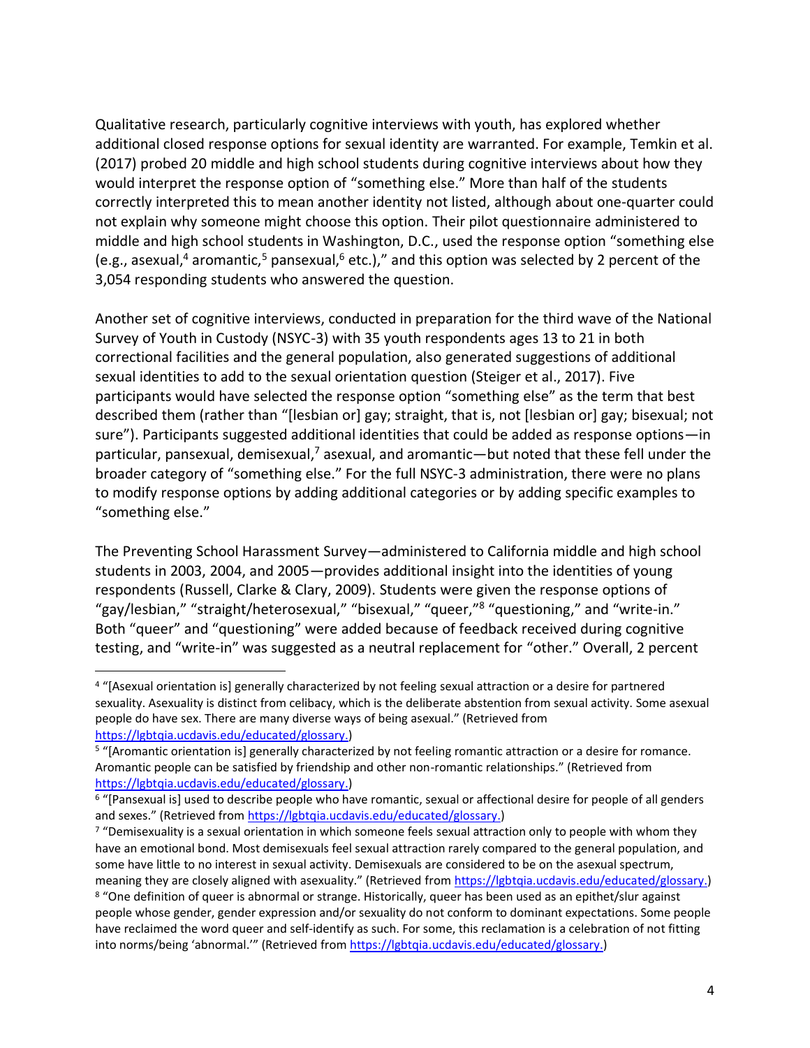Qualitative research, particularly cognitive interviews with youth, has explored whether additional closed response options for sexual identity are warranted. For example, Temkin et al. (2017) probed 20 middle and high school students during cognitive interviews about how they would interpret the response option of "something else." More than half of the students correctly interpreted this to mean another identity not listed, although about one-quarter could not explain why someone might choose this option. Their pilot questionnaire administered to middle and high school students in Washington, D.C., used the response option "something else (e.g., asexual,[4] aromantic,[5] pansexual,[6] etc.)," and this option was selected by 2 percent of the 3,054 responding students who answered the question.

Another set of cognitive interviews, conducted in preparation for the third wave of the National Survey of Youth in Custody (NSYC-3) with 35 youth respondents ages 13 to 21 in both correctional facilities and the general population, also generated suggestions of additional sexual identities to add to the sexual orientation question (Steiger et al., 2017). Five participants would have selected the response option "something else" as the term that best described them (rather than "[lesbian or] gay; straight, that is, not [lesbian or] gay; bisexual; not sure"). Participants suggested additional identities that could be added as response options—in particular, pansexual, demisexual,[7] asexual, and aromantic—but noted that these fell under the broader category of "something else." For the full NSYC-3 administration, there were no plans to modify response options by adding additional categories or by adding specific examples to "something else."

The Preventing School Harassment Survey—administered to California middle and high school students in 2003, 2004, and 2005—provides additional insight into the identities of young respondents (Russell, Clarke & Clary, 2009). Students were given the response options of "gay/lesbian," "straight/heterosexual," "bisexual," "queer,"[8] "questioning," and "write-in." Both "queer" and "questioning" were added because of feedback received during cognitive testing, and "write-in" was suggested as a neutral replacement for "other." Overall, 2 percent

---

[4] "[Asexual orientation is] generally characterized by not feeling sexual attraction or a desire for partnered sexuality. Asexuality is distinct from celibacy, which is the deliberate abstention from sexual activity. Some asexual people do have sex. There are many diverse ways of being asexual." (Retrieved from https://lgbtqia.ucdavis.edu/educated/glossary.)

[5] "[Aromantic orientation is] generally characterized by not feeling romantic attraction or a desire for romance. Aromantic people can be satisfied by friendship and other non-romantic relationships." (Retrieved from https://lgbtqia.ucdavis.edu/educated/glossary.)

[6] "[Pansexual is] used to describe people who have romantic, sexual or affectional desire for people of all genders and sexes." (Retrieved from https://lgbtqia.ucdavis.edu/educated/glossary.)

[7] "Demisexuality is a sexual orientation in which someone feels sexual attraction only to people with whom they have an emotional bond. Most demisexuals feel sexual attraction rarely compared to the general population, and some have little to no interest in sexual activity. Demisexuals are considered to be on the asexual spectrum, meaning they are closely aligned with asexuality." (Retrieved from https://lgbtqia.ucdavis.edu/educated/glossary.)

[8] "One definition of queer is abnormal or strange. Historically, queer has been used as an epithet/slur against people whose gender, gender expression and/or sexuality do not conform to dominant expectations. Some people have reclaimed the word queer and self-identify as such. For some, this reclamation is a celebration of not fitting into norms/being 'abnormal.'" (Retrieved from https://lgbtqia.ucdavis.edu/educated/glossary.)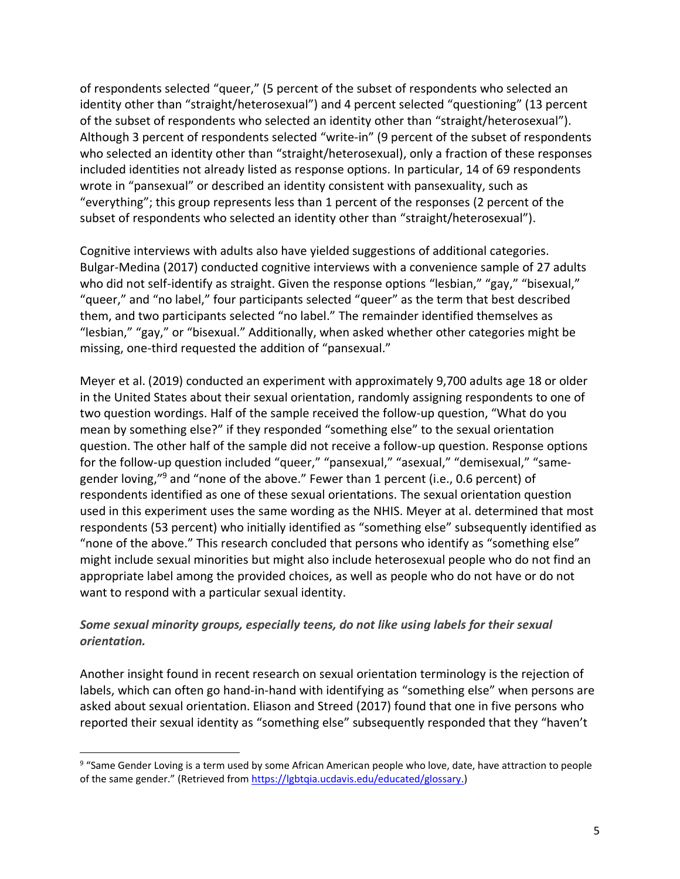of respondents selected "queer," (5 percent of the subset of respondents who selected an identity other than "straight/heterosexual") and 4 percent selected "questioning" (13 percent of the subset of respondents who selected an identity other than "straight/heterosexual"). Although 3 percent of respondents selected "write-in" (9 percent of the subset of respondents who selected an identity other than "straight/heterosexual), only a fraction of these responses included identities not already listed as response options. In particular, 14 of 69 respondents wrote in "pansexual" or described an identity consistent with pansexuality, such as "everything"; this group represents less than 1 percent of the responses (2 percent of the subset of respondents who selected an identity other than "straight/heterosexual").

Cognitive interviews with adults also have yielded suggestions of additional categories. Bulgar-Medina (2017) conducted cognitive interviews with a convenience sample of 27 adults who did not self-identify as straight. Given the response options "lesbian," "gay," "bisexual," "queer," and "no label," four participants selected "queer" as the term that best described them, and two participants selected "no label." The remainder identified themselves as "lesbian," "gay," or "bisexual." Additionally, when asked whether other categories might be missing, one-third requested the addition of "pansexual."

Meyer et al. (2019) conducted an experiment with approximately 9,700 adults age 18 or older in the United States about their sexual orientation, randomly assigning respondents to one of two question wordings. Half of the sample received the follow-up question, "What do you mean by something else?" if they responded "something else" to the sexual orientation question. The other half of the sample did not receive a follow-up question. Response options for the follow-up question included "queer," "pansexual," "asexual," "demisexual," "same-gender loving,"[9] and "none of the above." Fewer than 1 percent (i.e., 0.6 percent) of respondents identified as one of these sexual orientations. The sexual orientation question used in this experiment uses the same wording as the NHIS. Meyer at al. determined that most respondents (53 percent) who initially identified as "something else" subsequently identified as "none of the above." This research concluded that persons who identify as "something else" might include sexual minorities but might also include heterosexual people who do not find an appropriate label among the provided choices, as well as people who do not have or do not want to respond with a particular sexual identity.

***Some sexual minority groups, especially teens, do not like using labels for their sexual orientation.***

Another insight found in recent research on sexual orientation terminology is the rejection of labels, which can often go hand-in-hand with identifying as "something else" when persons are asked about sexual orientation. Eliason and Streed (2017) found that one in five persons who reported their sexual identity as "something else" subsequently responded that they "haven't

[9] "Same Gender Loving is a term used by some African American people who love, date, have attraction to people of the same gender." (Retrieved from https://lgbtqia.ucdavis.edu/educated/glossary.)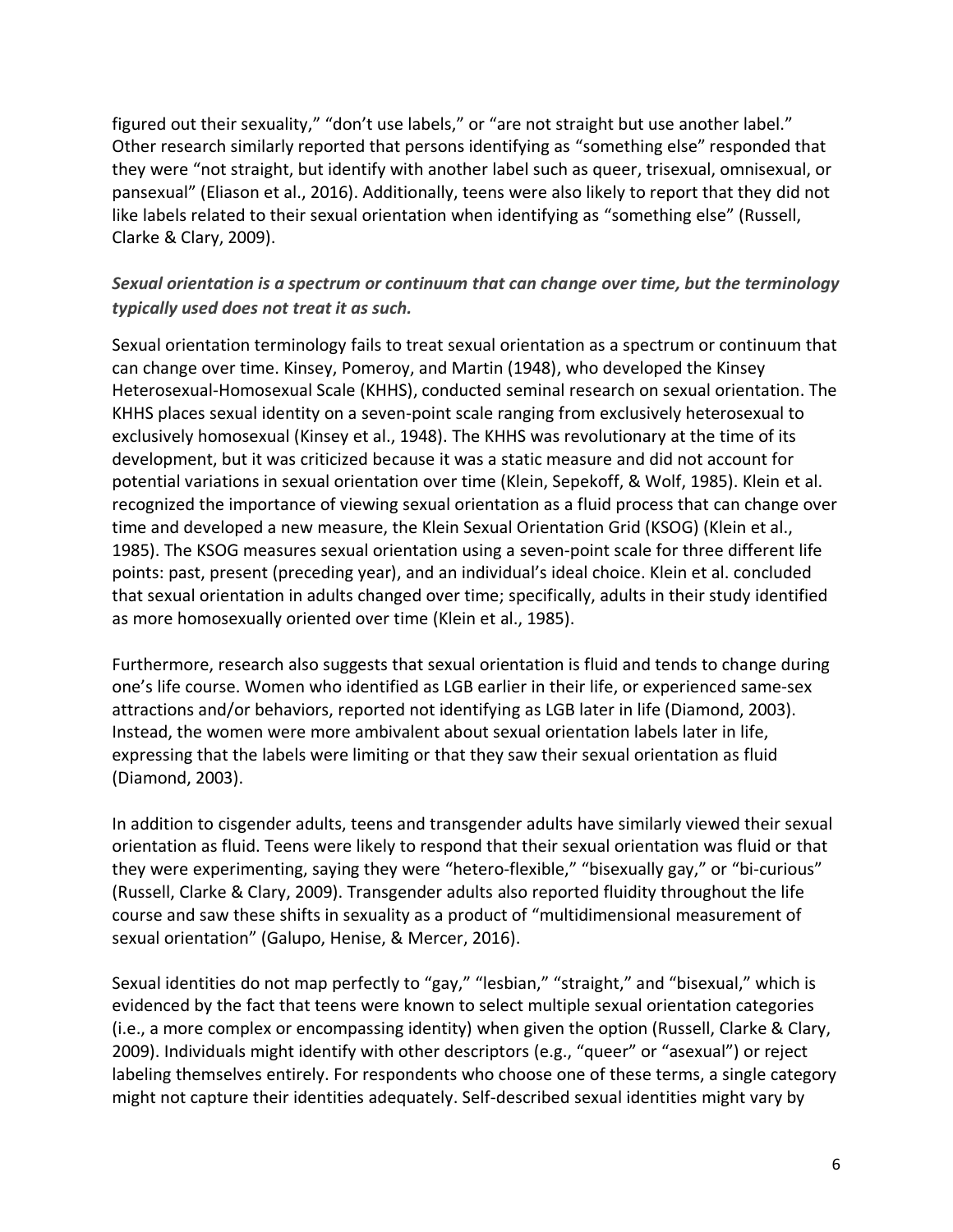figured out their sexuality," "don't use labels," or "are not straight but use another label." Other research similarly reported that persons identifying as "something else" responded that they were "not straight, but identify with another label such as queer, trisexual, omnisexual, or pansexual" (Eliason et al., 2016). Additionally, teens were also likely to report that they did not like labels related to their sexual orientation when identifying as "something else" (Russell, Clarke & Clary, 2009).

***Sexual orientation is a spectrum or continuum that can change over time, but the terminology typically used does not treat it as such.***

Sexual orientation terminology fails to treat sexual orientation as a spectrum or continuum that can change over time. Kinsey, Pomeroy, and Martin (1948), who developed the Kinsey Heterosexual-Homosexual Scale (KHHS), conducted seminal research on sexual orientation. The KHHS places sexual identity on a seven-point scale ranging from exclusively heterosexual to exclusively homosexual (Kinsey et al., 1948). The KHHS was revolutionary at the time of its development, but it was criticized because it was a static measure and did not account for potential variations in sexual orientation over time (Klein, Sepekoff, & Wolf, 1985). Klein et al. recognized the importance of viewing sexual orientation as a fluid process that can change over time and developed a new measure, the Klein Sexual Orientation Grid (KSOG) (Klein et al., 1985). The KSOG measures sexual orientation using a seven-point scale for three different life points: past, present (preceding year), and an individual's ideal choice. Klein et al. concluded that sexual orientation in adults changed over time; specifically, adults in their study identified as more homosexually oriented over time (Klein et al., 1985).

Furthermore, research also suggests that sexual orientation is fluid and tends to change during one's life course. Women who identified as LGB earlier in their life, or experienced same-sex attractions and/or behaviors, reported not identifying as LGB later in life (Diamond, 2003). Instead, the women were more ambivalent about sexual orientation labels later in life, expressing that the labels were limiting or that they saw their sexual orientation as fluid (Diamond, 2003).

In addition to cisgender adults, teens and transgender adults have similarly viewed their sexual orientation as fluid. Teens were likely to respond that their sexual orientation was fluid or that they were experimenting, saying they were "hetero-flexible," "bisexually gay," or "bi-curious" (Russell, Clarke & Clary, 2009). Transgender adults also reported fluidity throughout the life course and saw these shifts in sexuality as a product of "multidimensional measurement of sexual orientation" (Galupo, Henise, & Mercer, 2016).

Sexual identities do not map perfectly to "gay," "lesbian," "straight," and "bisexual," which is evidenced by the fact that teens were known to select multiple sexual orientation categories (i.e., a more complex or encompassing identity) when given the option (Russell, Clarke & Clary, 2009). Individuals might identify with other descriptors (e.g., "queer" or "asexual") or reject labeling themselves entirely. For respondents who choose one of these terms, a single category might not capture their identities adequately. Self-described sexual identities might vary by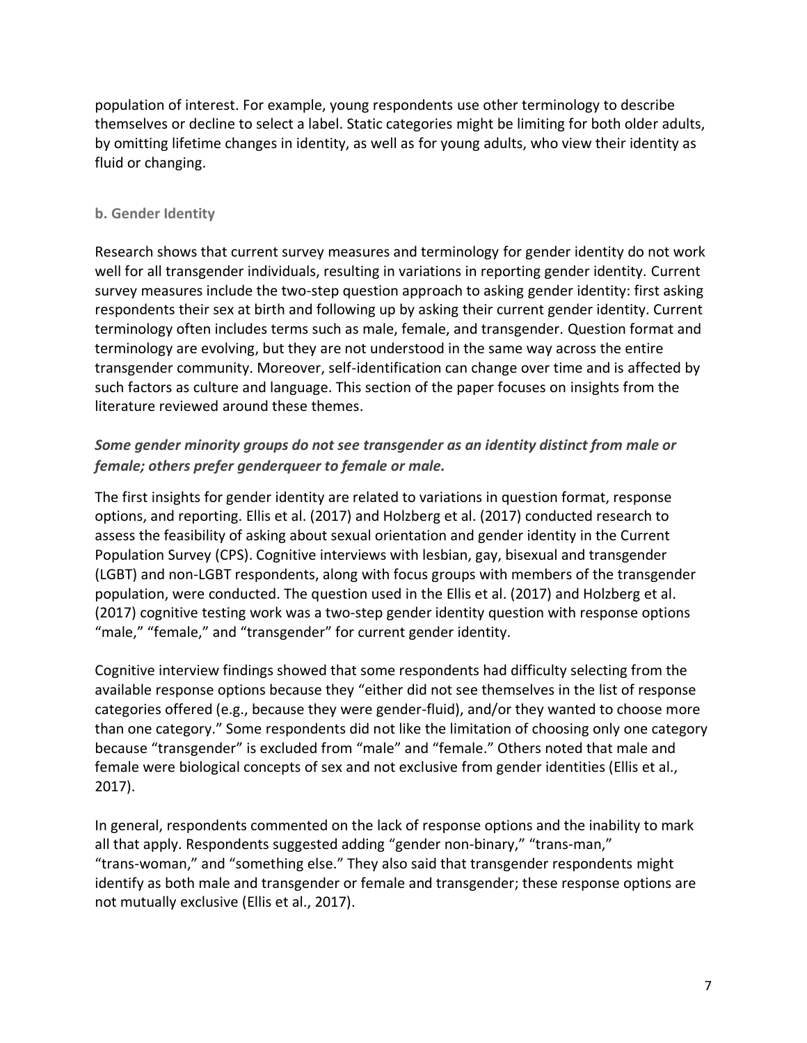population of interest. For example, young respondents use other terminology to describe themselves or decline to select a label. Static categories might be limiting for both older adults, by omitting lifetime changes in identity, as well as for young adults, who view their identity as fluid or changing.

### b. Gender Identity

Research shows that current survey measures and terminology for gender identity do not work well for all transgender individuals, resulting in variations in reporting gender identity. Current survey measures include the two-step question approach to asking gender identity: first asking respondents their sex at birth and following up by asking their current gender identity. Current terminology often includes terms such as male, female, and transgender. Question format and terminology are evolving, but they are not understood in the same way across the entire transgender community. Moreover, self-identification can change over time and is affected by such factors as culture and language. This section of the paper focuses on insights from the literature reviewed around these themes.

***Some gender minority groups do not see transgender as an identity distinct from male or female; others prefer genderqueer to female or male.***

The first insights for gender identity are related to variations in question format, response options, and reporting. Ellis et al. (2017) and Holzberg et al. (2017) conducted research to assess the feasibility of asking about sexual orientation and gender identity in the Current Population Survey (CPS). Cognitive interviews with lesbian, gay, bisexual and transgender (LGBT) and non-LGBT respondents, along with focus groups with members of the transgender population, were conducted. The question used in the Ellis et al. (2017) and Holzberg et al. (2017) cognitive testing work was a two-step gender identity question with response options "male," "female," and "transgender" for current gender identity.

Cognitive interview findings showed that some respondents had difficulty selecting from the available response options because they "either did not see themselves in the list of response categories offered (e.g., because they were gender-fluid), and/or they wanted to choose more than one category." Some respondents did not like the limitation of choosing only one category because "transgender" is excluded from "male" and "female." Others noted that male and female were biological concepts of sex and not exclusive from gender identities (Ellis et al., 2017).

In general, respondents commented on the lack of response options and the inability to mark all that apply. Respondents suggested adding "gender non-binary," "trans-man," "trans-woman," and "something else." They also said that transgender respondents might identify as both male and transgender or female and transgender; these response options are not mutually exclusive (Ellis et al., 2017).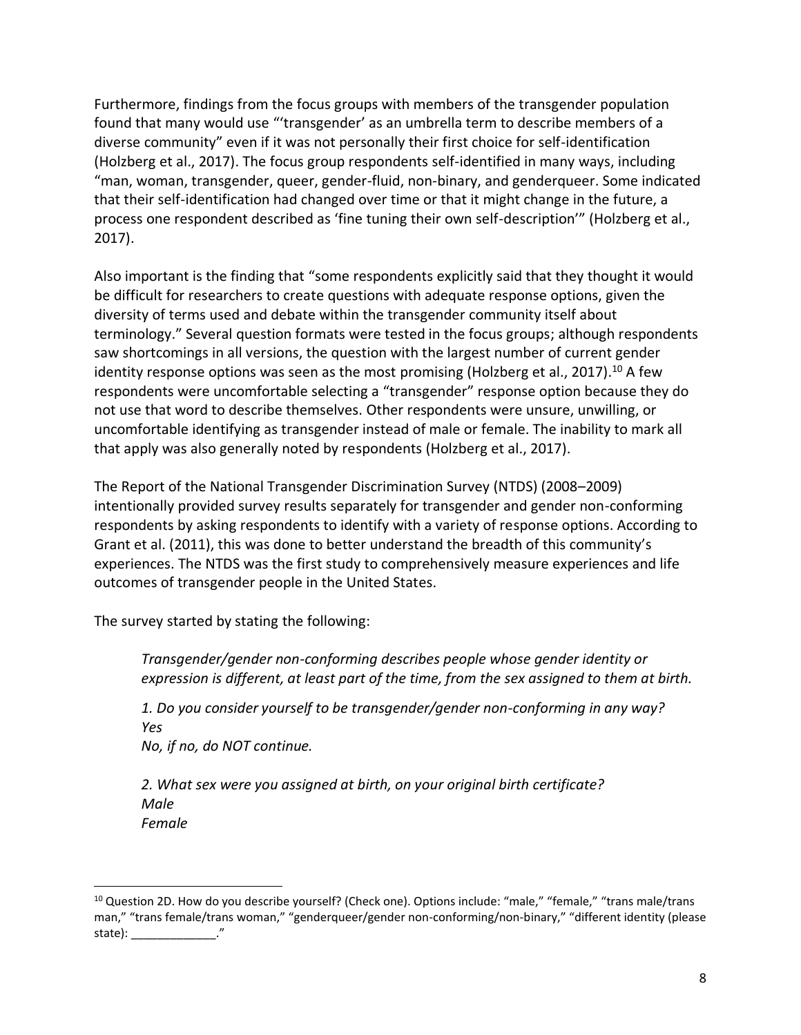Furthermore, findings from the focus groups with members of the transgender population found that many would use "'transgender' as an umbrella term to describe members of a diverse community" even if it was not personally their first choice for self-identification (Holzberg et al., 2017). The focus group respondents self-identified in many ways, including "man, woman, transgender, queer, gender-fluid, non-binary, and genderqueer. Some indicated that their self-identification had changed over time or that it might change in the future, a process one respondent described as 'fine tuning their own self-description'" (Holzberg et al., 2017).

Also important is the finding that "some respondents explicitly said that they thought it would be difficult for researchers to create questions with adequate response options, given the diversity of terms used and debate within the transgender community itself about terminology." Several question formats were tested in the focus groups; although respondents saw shortcomings in all versions, the question with the largest number of current gender identity response options was seen as the most promising (Holzberg et al., 2017).[10] A few respondents were uncomfortable selecting a "transgender" response option because they do not use that word to describe themselves. Other respondents were unsure, unwilling, or uncomfortable identifying as transgender instead of male or female. The inability to mark all that apply was also generally noted by respondents (Holzberg et al., 2017).

The Report of the National Transgender Discrimination Survey (NTDS) (2008–2009) intentionally provided survey results separately for transgender and gender non-conforming respondents by asking respondents to identify with a variety of response options. According to Grant et al. (2011), this was done to better understand the breadth of this community's experiences. The NTDS was the first study to comprehensively measure experiences and life outcomes of transgender people in the United States.

The survey started by stating the following:

> *Transgender/gender non-conforming describes people whose gender identity or expression is different, at least part of the time, from the sex assigned to them at birth.*
>
> *1. Do you consider yourself to be transgender/gender non-conforming in any way?*
> *Yes*
> *No, if no, do NOT continue.*
>
> *2. What sex were you assigned at birth, on your original birth certificate?*
> *Male*
> *Female*

---

[10] Question 2D. How do you describe yourself? (Check one). Options include: "male," "female," "trans male/trans man," "trans female/trans woman," "genderqueer/gender non-conforming/non-binary," "different identity (please state): _____________."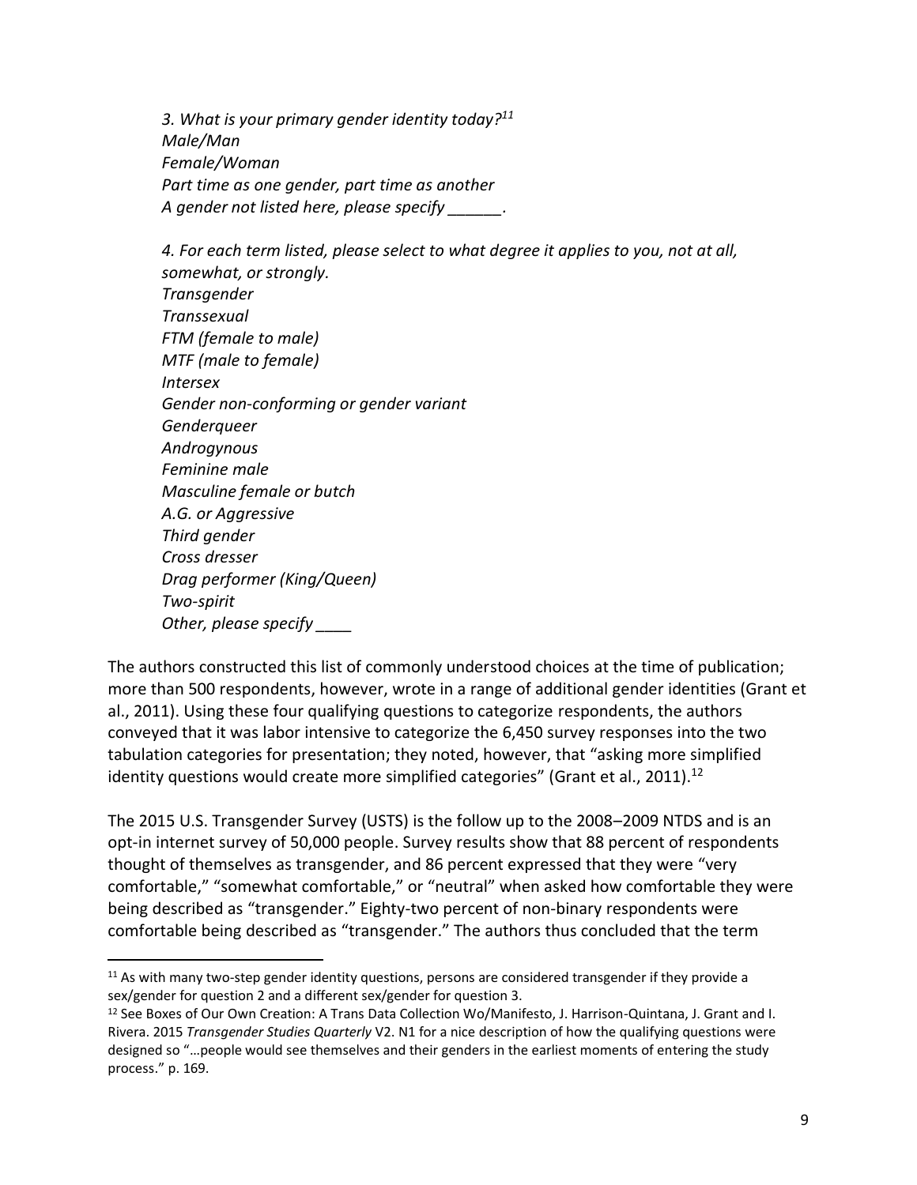*3. What is your primary gender identity today?*[11]
*Male/Man*
*Female/Woman*
*Part time as one gender, part time as another*
*A gender not listed here, please specify ______.*

*4. For each term listed, please select to what degree it applies to you, not at all, somewhat, or strongly.*
*Transgender*
*Transsexual*
*FTM (female to male)*
*MTF (male to female)*
*Intersex*
*Gender non-conforming or gender variant*
*Genderqueer*
*Androgynous*
*Feminine male*
*Masculine female or butch*
*A.G. or Aggressive*
*Third gender*
*Cross dresser*
*Drag performer (King/Queen)*
*Two-spirit*
*Other, please specify ____*

The authors constructed this list of commonly understood choices at the time of publication; more than 500 respondents, however, wrote in a range of additional gender identities (Grant et al., 2011). Using these four qualifying questions to categorize respondents, the authors conveyed that it was labor intensive to categorize the 6,450 survey responses into the two tabulation categories for presentation; they noted, however, that "asking more simplified identity questions would create more simplified categories" (Grant et al., 2011).[12]

The 2015 U.S. Transgender Survey (USTS) is the follow up to the 2008–2009 NTDS and is an opt-in internet survey of 50,000 people. Survey results show that 88 percent of respondents thought of themselves as transgender, and 86 percent expressed that they were "very comfortable," "somewhat comfortable," or "neutral" when asked how comfortable they were being described as "transgender." Eighty-two percent of non-binary respondents were comfortable being described as "transgender." The authors thus concluded that the term

[11] As with many two-step gender identity questions, persons are considered transgender if they provide a sex/gender for question 2 and a different sex/gender for question 3.

[12] See Boxes of Our Own Creation: A Trans Data Collection Wo/Manifesto, J. Harrison-Quintana, J. Grant and I. Rivera. 2015 *Transgender Studies Quarterly* V2. N1 for a nice description of how the qualifying questions were designed so "…people would see themselves and their genders in the earliest moments of entering the study process." p. 169.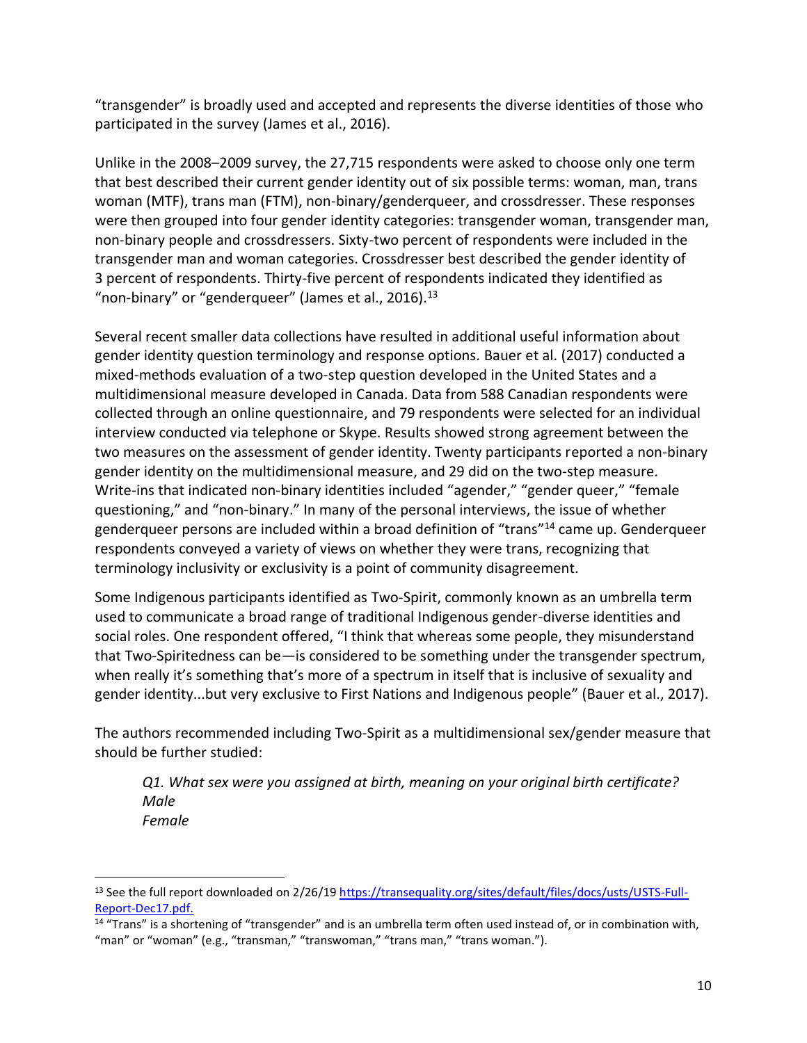"transgender" is broadly used and accepted and represents the diverse identities of those who participated in the survey (James et al., 2016).

Unlike in the 2008–2009 survey, the 27,715 respondents were asked to choose only one term that best described their current gender identity out of six possible terms: woman, man, trans woman (MTF), trans man (FTM), non-binary/genderqueer, and crossdresser. These responses were then grouped into four gender identity categories: transgender woman, transgender man, non-binary people and crossdressers. Sixty-two percent of respondents were included in the transgender man and woman categories. Crossdresser best described the gender identity of 3 percent of respondents. Thirty-five percent of respondents indicated they identified as "non-binary" or "genderqueer" (James et al., 2016).[13]

Several recent smaller data collections have resulted in additional useful information about gender identity question terminology and response options. Bauer et al. (2017) conducted a mixed-methods evaluation of a two-step question developed in the United States and a multidimensional measure developed in Canada. Data from 588 Canadian respondents were collected through an online questionnaire, and 79 respondents were selected for an individual interview conducted via telephone or Skype. Results showed strong agreement between the two measures on the assessment of gender identity. Twenty participants reported a non-binary gender identity on the multidimensional measure, and 29 did on the two-step measure. Write-ins that indicated non-binary identities included "agender," "gender queer," "female questioning," and "non-binary." In many of the personal interviews, the issue of whether genderqueer persons are included within a broad definition of "trans"[14] came up. Genderqueer respondents conveyed a variety of views on whether they were trans, recognizing that terminology inclusivity or exclusivity is a point of community disagreement.

Some Indigenous participants identified as Two-Spirit, commonly known as an umbrella term used to communicate a broad range of traditional Indigenous gender-diverse identities and social roles. One respondent offered, "I think that whereas some people, they misunderstand that Two-Spiritedness can be—is considered to be something under the transgender spectrum, when really it's something that's more of a spectrum in itself that is inclusive of sexuality and gender identity...but very exclusive to First Nations and Indigenous people" (Bauer et al., 2017).

The authors recommended including Two-Spirit as a multidimensional sex/gender measure that should be further studied:

*Q1. What sex were you assigned at birth, meaning on your original birth certificate?*
*Male*
*Female*

---

[13] See the full report downloaded on 2/26/19 https://transequality.org/sites/default/files/docs/usts/USTS-Full-Report-Dec17.pdf.

[14] "Trans" is a shortening of "transgender" and is an umbrella term often used instead of, or in combination with, "man" or "woman" (e.g., "transman," "transwoman," "trans man," "trans woman.").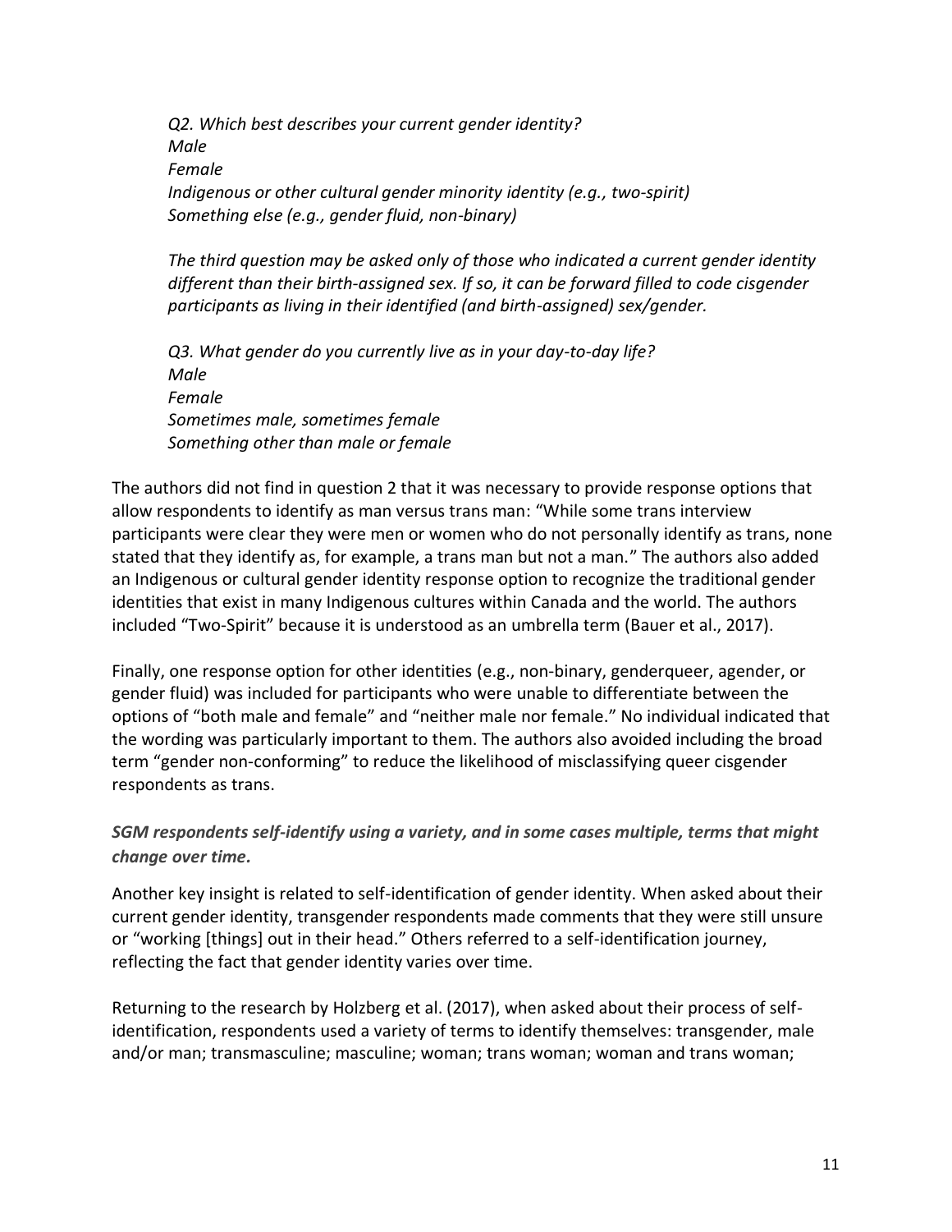*Q2. Which best describes your current gender identity?*
*Male*
*Female*
*Indigenous or other cultural gender minority identity (e.g., two-spirit)*
*Something else (e.g., gender fluid, non-binary)*

*The third question may be asked only of those who indicated a current gender identity different than their birth-assigned sex. If so, it can be forward filled to code cisgender participants as living in their identified (and birth-assigned) sex/gender.*

*Q3. What gender do you currently live as in your day-to-day life?*
*Male*
*Female*
*Sometimes male, sometimes female*
*Something other than male or female*

The authors did not find in question 2 that it was necessary to provide response options that allow respondents to identify as man versus trans man: "While some trans interview participants were clear they were men or women who do not personally identify as trans, none stated that they identify as, for example, a trans man but not a man." The authors also added an Indigenous or cultural gender identity response option to recognize the traditional gender identities that exist in many Indigenous cultures within Canada and the world. The authors included "Two-Spirit" because it is understood as an umbrella term (Bauer et al., 2017).

Finally, one response option for other identities (e.g., non-binary, genderqueer, agender, or gender fluid) was included for participants who were unable to differentiate between the options of "both male and female" and "neither male nor female." No individual indicated that the wording was particularly important to them. The authors also avoided including the broad term "gender non-conforming" to reduce the likelihood of misclassifying queer cisgender respondents as trans.

### *SGM respondents self-identify using a variety, and in some cases multiple, terms that might change over time.*

Another key insight is related to self-identification of gender identity. When asked about their current gender identity, transgender respondents made comments that they were still unsure or "working [things] out in their head." Others referred to a self-identification journey, reflecting the fact that gender identity varies over time.

Returning to the research by Holzberg et al. (2017), when asked about their process of self-identification, respondents used a variety of terms to identify themselves: transgender, male and/or man; transmasculine; masculine; woman; trans woman; woman and trans woman;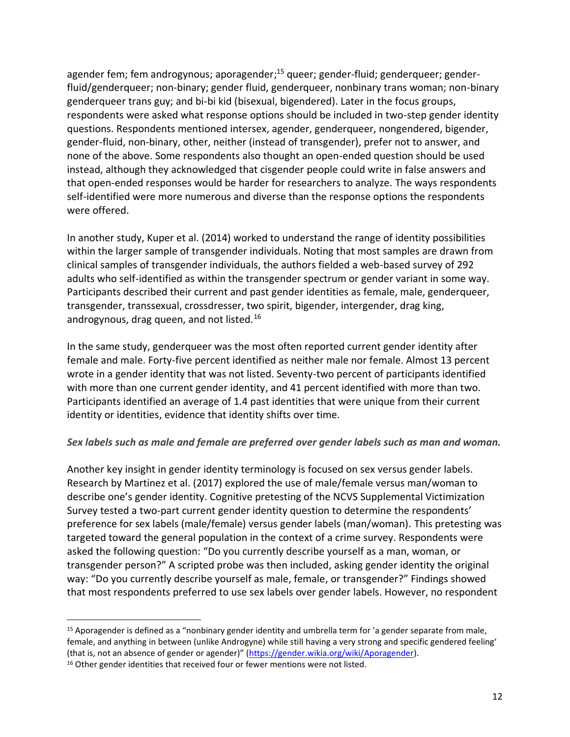agender fem; fem androgynous; aporagender;[15] queer; gender-fluid; genderqueer; gender-fluid/genderqueer; non-binary; gender fluid, genderqueer, nonbinary trans woman; non-binary genderqueer trans guy; and bi-bi kid (bisexual, bigendered). Later in the focus groups, respondents were asked what response options should be included in two-step gender identity questions. Respondents mentioned intersex, agender, genderqueer, nongendered, bigender, gender-fluid, non-binary, other, neither (instead of transgender), prefer not to answer, and none of the above. Some respondents also thought an open-ended question should be used instead, although they acknowledged that cisgender people could write in false answers and that open-ended responses would be harder for researchers to analyze. The ways respondents self-identified were more numerous and diverse than the response options the respondents were offered.

In another study, Kuper et al. (2014) worked to understand the range of identity possibilities within the larger sample of transgender individuals. Noting that most samples are drawn from clinical samples of transgender individuals, the authors fielded a web-based survey of 292 adults who self-identified as within the transgender spectrum or gender variant in some way. Participants described their current and past gender identities as female, male, genderqueer, transgender, transsexual, crossdresser, two spirit, bigender, intergender, drag king, androgynous, drag queen, and not listed.[16]

In the same study, genderqueer was the most often reported current gender identity after female and male. Forty-five percent identified as neither male nor female. Almost 13 percent wrote in a gender identity that was not listed. Seventy-two percent of participants identified with more than one current gender identity, and 41 percent identified with more than two. Participants identified an average of 1.4 past identities that were unique from their current identity or identities, evidence that identity shifts over time.

***Sex labels such as male and female are preferred over gender labels such as man and woman.***

Another key insight in gender identity terminology is focused on sex versus gender labels. Research by Martinez et al. (2017) explored the use of male/female versus man/woman to describe one's gender identity. Cognitive pretesting of the NCVS Supplemental Victimization Survey tested a two-part current gender identity question to determine the respondents' preference for sex labels (male/female) versus gender labels (man/woman). This pretesting was targeted toward the general population in the context of a crime survey. Respondents were asked the following question: "Do you currently describe yourself as a man, woman, or transgender person?" A scripted probe was then included, asking gender identity the original way: "Do you currently describe yourself as male, female, or transgender?" Findings showed that most respondents preferred to use sex labels over gender labels. However, no respondent

---

[15] Aporagender is defined as a "nonbinary gender identity and umbrella term for 'a gender separate from male, female, and anything in between (unlike Androgyne) while still having a very strong and specific gendered feeling' (that is, not an absence of gender or agender)" (https://gender.wikia.org/wiki/Aporagender).

[16] Other gender identities that received four or fewer mentions were not listed.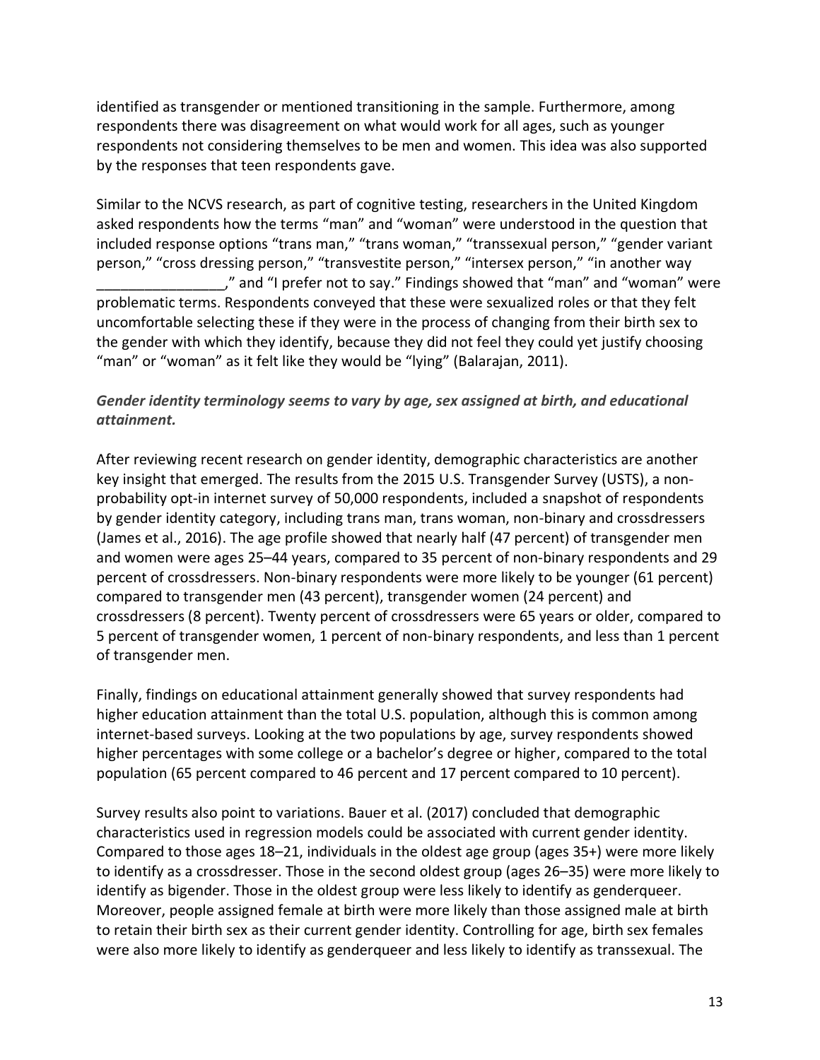identified as transgender or mentioned transitioning in the sample. Furthermore, among respondents there was disagreement on what would work for all ages, such as younger respondents not considering themselves to be men and women. This idea was also supported by the responses that teen respondents gave.

Similar to the NCVS research, as part of cognitive testing, researchers in the United Kingdom asked respondents how the terms "man" and "woman" were understood in the question that included response options "trans man," "trans woman," "transsexual person," "gender variant person," "cross dressing person," "transvestite person," "intersex person," "in another way ________________," and "I prefer not to say." Findings showed that "man" and "woman" were problematic terms. Respondents conveyed that these were sexualized roles or that they felt uncomfortable selecting these if they were in the process of changing from their birth sex to the gender with which they identify, because they did not feel they could yet justify choosing "man" or "woman" as it felt like they would be "lying" (Balarajan, 2011).

***Gender identity terminology seems to vary by age, sex assigned at birth, and educational attainment.***

After reviewing recent research on gender identity, demographic characteristics are another key insight that emerged. The results from the 2015 U.S. Transgender Survey (USTS), a non-probability opt-in internet survey of 50,000 respondents, included a snapshot of respondents by gender identity category, including trans man, trans woman, non-binary and crossdressers (James et al., 2016). The age profile showed that nearly half (47 percent) of transgender men and women were ages 25–44 years, compared to 35 percent of non-binary respondents and 29 percent of crossdressers. Non-binary respondents were more likely to be younger (61 percent) compared to transgender men (43 percent), transgender women (24 percent) and crossdressers (8 percent). Twenty percent of crossdressers were 65 years or older, compared to 5 percent of transgender women, 1 percent of non-binary respondents, and less than 1 percent of transgender men.

Finally, findings on educational attainment generally showed that survey respondents had higher education attainment than the total U.S. population, although this is common among internet-based surveys. Looking at the two populations by age, survey respondents showed higher percentages with some college or a bachelor's degree or higher, compared to the total population (65 percent compared to 46 percent and 17 percent compared to 10 percent).

Survey results also point to variations. Bauer et al. (2017) concluded that demographic characteristics used in regression models could be associated with current gender identity. Compared to those ages 18–21, individuals in the oldest age group (ages 35+) were more likely to identify as a crossdresser. Those in the second oldest group (ages 26–35) were more likely to identify as bigender. Those in the oldest group were less likely to identify as genderqueer. Moreover, people assigned female at birth were more likely than those assigned male at birth to retain their birth sex as their current gender identity. Controlling for age, birth sex females were also more likely to identify as genderqueer and less likely to identify as transsexual. The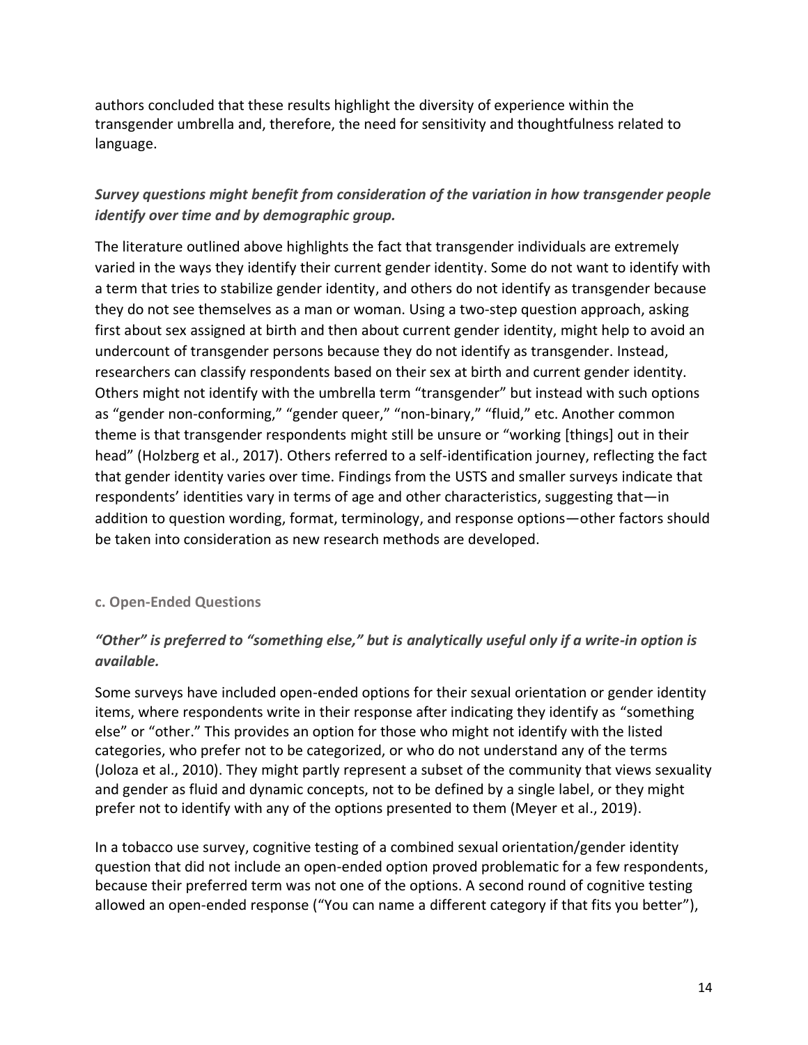authors concluded that these results highlight the diversity of experience within the transgender umbrella and, therefore, the need for sensitivity and thoughtfulness related to language.

***Survey questions might benefit from consideration of the variation in how transgender people identify over time and by demographic group.***

The literature outlined above highlights the fact that transgender individuals are extremely varied in the ways they identify their current gender identity. Some do not want to identify with a term that tries to stabilize gender identity, and others do not identify as transgender because they do not see themselves as a man or woman. Using a two-step question approach, asking first about sex assigned at birth and then about current gender identity, might help to avoid an undercount of transgender persons because they do not identify as transgender. Instead, researchers can classify respondents based on their sex at birth and current gender identity. Others might not identify with the umbrella term "transgender" but instead with such options as "gender non-conforming," "gender queer," "non-binary," "fluid," etc. Another common theme is that transgender respondents might still be unsure or "working [things] out in their head" (Holzberg et al., 2017). Others referred to a self-identification journey, reflecting the fact that gender identity varies over time. Findings from the USTS and smaller surveys indicate that respondents' identities vary in terms of age and other characteristics, suggesting that—in addition to question wording, format, terminology, and response options—other factors should be taken into consideration as new research methods are developed.

#### c. Open-Ended Questions

***"Other" is preferred to "something else," but is analytically useful only if a write-in option is available.***

Some surveys have included open-ended options for their sexual orientation or gender identity items, where respondents write in their response after indicating they identify as "something else" or "other." This provides an option for those who might not identify with the listed categories, who prefer not to be categorized, or who do not understand any of the terms (Joloza et al., 2010). They might partly represent a subset of the community that views sexuality and gender as fluid and dynamic concepts, not to be defined by a single label, or they might prefer not to identify with any of the options presented to them (Meyer et al., 2019).

In a tobacco use survey, cognitive testing of a combined sexual orientation/gender identity question that did not include an open-ended option proved problematic for a few respondents, because their preferred term was not one of the options. A second round of cognitive testing allowed an open-ended response ("You can name a different category if that fits you better"),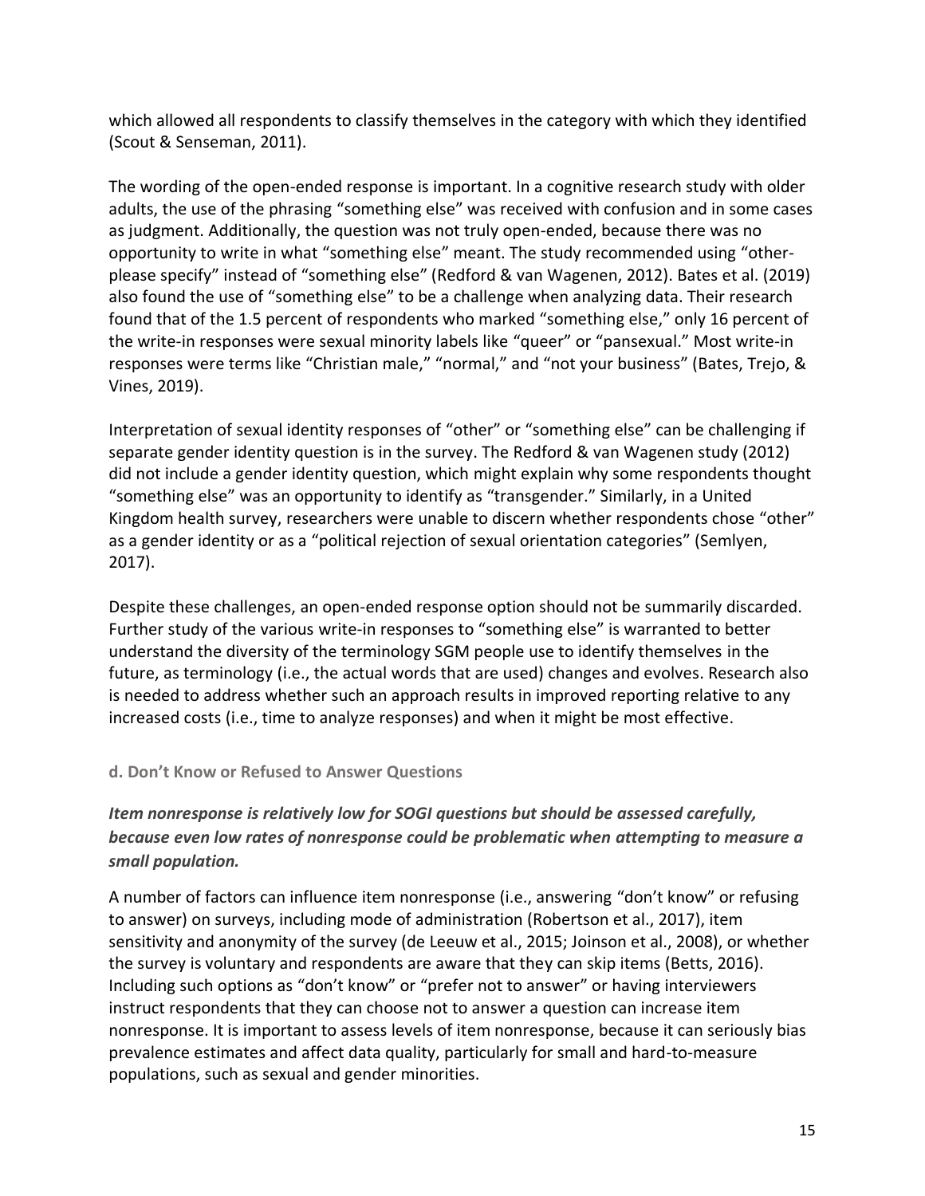which allowed all respondents to classify themselves in the category with which they identified (Scout & Senseman, 2011).

The wording of the open-ended response is important. In a cognitive research study with older adults, the use of the phrasing "something else" was received with confusion and in some cases as judgment. Additionally, the question was not truly open-ended, because there was no opportunity to write in what "something else" meant. The study recommended using "other-please specify" instead of "something else" (Redford & van Wagenen, 2012). Bates et al. (2019) also found the use of "something else" to be a challenge when analyzing data. Their research found that of the 1.5 percent of respondents who marked "something else," only 16 percent of the write-in responses were sexual minority labels like "queer" or "pansexual." Most write-in responses were terms like "Christian male," "normal," and "not your business" (Bates, Trejo, & Vines, 2019).

Interpretation of sexual identity responses of "other" or "something else" can be challenging if separate gender identity question is in the survey. The Redford & van Wagenen study (2012) did not include a gender identity question, which might explain why some respondents thought "something else" was an opportunity to identify as "transgender." Similarly, in a United Kingdom health survey, researchers were unable to discern whether respondents chose "other" as a gender identity or as a "political rejection of sexual orientation categories" (Semlyen, 2017).

Despite these challenges, an open-ended response option should not be summarily discarded. Further study of the various write-in responses to "something else" is warranted to better understand the diversity of the terminology SGM people use to identify themselves in the future, as terminology (i.e., the actual words that are used) changes and evolves. Research also is needed to address whether such an approach results in improved reporting relative to any increased costs (i.e., time to analyze responses) and when it might be most effective.

#### d. Don't Know or Refused to Answer Questions

***Item nonresponse is relatively low for SOGI questions but should be assessed carefully, because even low rates of nonresponse could be problematic when attempting to measure a small population.***

A number of factors can influence item nonresponse (i.e., answering "don't know" or refusing to answer) on surveys, including mode of administration (Robertson et al., 2017), item sensitivity and anonymity of the survey (de Leeuw et al., 2015; Joinson et al., 2008), or whether the survey is voluntary and respondents are aware that they can skip items (Betts, 2016). Including such options as "don't know" or "prefer not to answer" or having interviewers instruct respondents that they can choose not to answer a question can increase item nonresponse. It is important to assess levels of item nonresponse, because it can seriously bias prevalence estimates and affect data quality, particularly for small and hard-to-measure populations, such as sexual and gender minorities.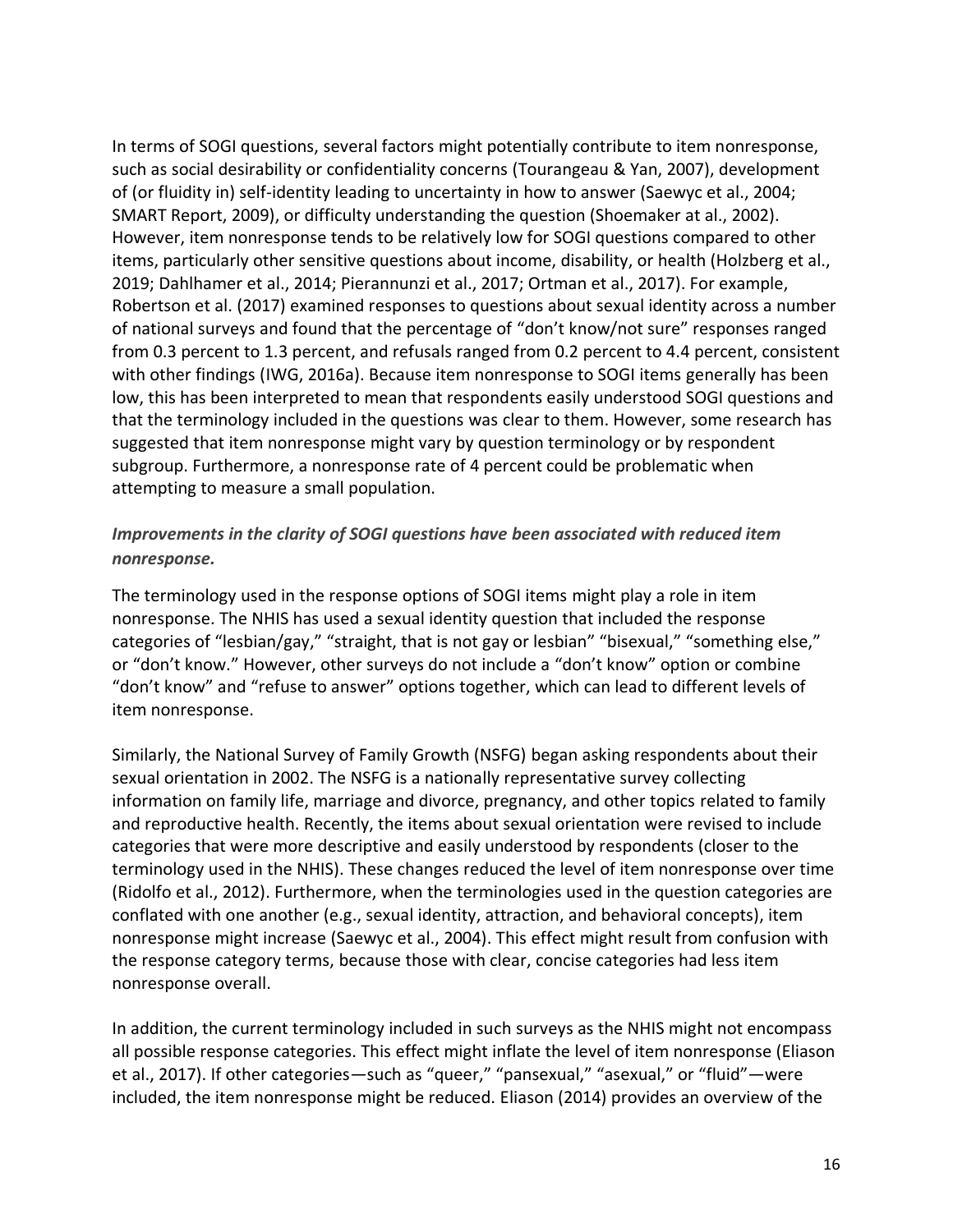In terms of SOGI questions, several factors might potentially contribute to item nonresponse, such as social desirability or confidentiality concerns (Tourangeau & Yan, 2007), development of (or fluidity in) self-identity leading to uncertainty in how to answer (Saewyc et al., 2004; SMART Report, 2009), or difficulty understanding the question (Shoemaker at al., 2002). However, item nonresponse tends to be relatively low for SOGI questions compared to other items, particularly other sensitive questions about income, disability, or health (Holzberg et al., 2019; Dahlhamer et al., 2014; Pierannunzi et al., 2017; Ortman et al., 2017). For example, Robertson et al. (2017) examined responses to questions about sexual identity across a number of national surveys and found that the percentage of "don't know/not sure" responses ranged from 0.3 percent to 1.3 percent, and refusals ranged from 0.2 percent to 4.4 percent, consistent with other findings (IWG, 2016a). Because item nonresponse to SOGI items generally has been low, this has been interpreted to mean that respondents easily understood SOGI questions and that the terminology included in the questions was clear to them. However, some research has suggested that item nonresponse might vary by question terminology or by respondent subgroup. Furthermore, a nonresponse rate of 4 percent could be problematic when attempting to measure a small population.

### *Improvements in the clarity of SOGI questions have been associated with reduced item nonresponse.*

The terminology used in the response options of SOGI items might play a role in item nonresponse. The NHIS has used a sexual identity question that included the response categories of "lesbian/gay," "straight, that is not gay or lesbian" "bisexual," "something else," or "don't know." However, other surveys do not include a "don't know" option or combine "don't know" and "refuse to answer" options together, which can lead to different levels of item nonresponse.

Similarly, the National Survey of Family Growth (NSFG) began asking respondents about their sexual orientation in 2002. The NSFG is a nationally representative survey collecting information on family life, marriage and divorce, pregnancy, and other topics related to family and reproductive health. Recently, the items about sexual orientation were revised to include categories that were more descriptive and easily understood by respondents (closer to the terminology used in the NHIS). These changes reduced the level of item nonresponse over time (Ridolfo et al., 2012). Furthermore, when the terminologies used in the question categories are conflated with one another (e.g., sexual identity, attraction, and behavioral concepts), item nonresponse might increase (Saewyc et al., 2004). This effect might result from confusion with the response category terms, because those with clear, concise categories had less item nonresponse overall.

In addition, the current terminology included in such surveys as the NHIS might not encompass all possible response categories. This effect might inflate the level of item nonresponse (Eliason et al., 2017). If other categories—such as "queer," "pansexual," "asexual," or "fluid"—were included, the item nonresponse might be reduced. Eliason (2014) provides an overview of the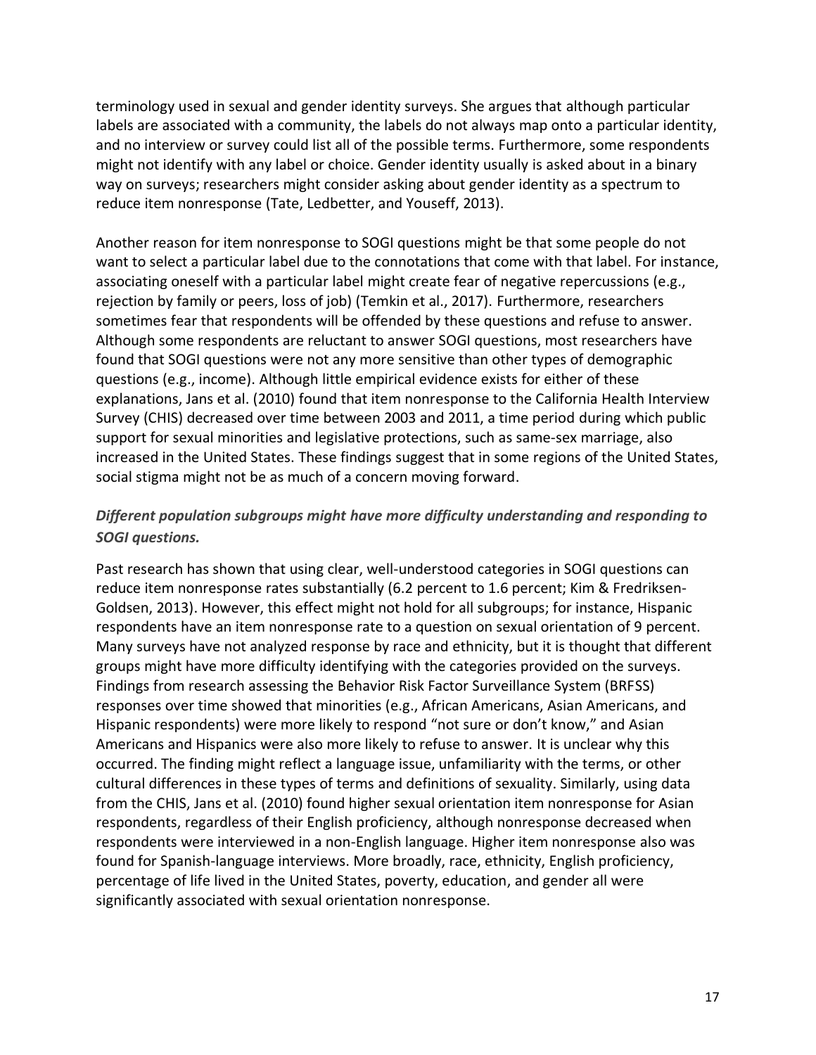terminology used in sexual and gender identity surveys. She argues that although particular labels are associated with a community, the labels do not always map onto a particular identity, and no interview or survey could list all of the possible terms. Furthermore, some respondents might not identify with any label or choice. Gender identity usually is asked about in a binary way on surveys; researchers might consider asking about gender identity as a spectrum to reduce item nonresponse (Tate, Ledbetter, and Youseff, 2013).

Another reason for item nonresponse to SOGI questions might be that some people do not want to select a particular label due to the connotations that come with that label. For instance, associating oneself with a particular label might create fear of negative repercussions (e.g., rejection by family or peers, loss of job) (Temkin et al., 2017). Furthermore, researchers sometimes fear that respondents will be offended by these questions and refuse to answer. Although some respondents are reluctant to answer SOGI questions, most researchers have found that SOGI questions were not any more sensitive than other types of demographic questions (e.g., income). Although little empirical evidence exists for either of these explanations, Jans et al. (2010) found that item nonresponse to the California Health Interview Survey (CHIS) decreased over time between 2003 and 2011, a time period during which public support for sexual minorities and legislative protections, such as same-sex marriage, also increased in the United States. These findings suggest that in some regions of the United States, social stigma might not be as much of a concern moving forward.

### *Different population subgroups might have more difficulty understanding and responding to SOGI questions.*

Past research has shown that using clear, well-understood categories in SOGI questions can reduce item nonresponse rates substantially (6.2 percent to 1.6 percent; Kim & Fredriksen-Goldsen, 2013). However, this effect might not hold for all subgroups; for instance, Hispanic respondents have an item nonresponse rate to a question on sexual orientation of 9 percent. Many surveys have not analyzed response by race and ethnicity, but it is thought that different groups might have more difficulty identifying with the categories provided on the surveys. Findings from research assessing the Behavior Risk Factor Surveillance System (BRFSS) responses over time showed that minorities (e.g., African Americans, Asian Americans, and Hispanic respondents) were more likely to respond "not sure or don't know," and Asian Americans and Hispanics were also more likely to refuse to answer. It is unclear why this occurred. The finding might reflect a language issue, unfamiliarity with the terms, or other cultural differences in these types of terms and definitions of sexuality. Similarly, using data from the CHIS, Jans et al. (2010) found higher sexual orientation item nonresponse for Asian respondents, regardless of their English proficiency, although nonresponse decreased when respondents were interviewed in a non-English language. Higher item nonresponse also was found for Spanish-language interviews. More broadly, race, ethnicity, English proficiency, percentage of life lived in the United States, poverty, education, and gender all were significantly associated with sexual orientation nonresponse.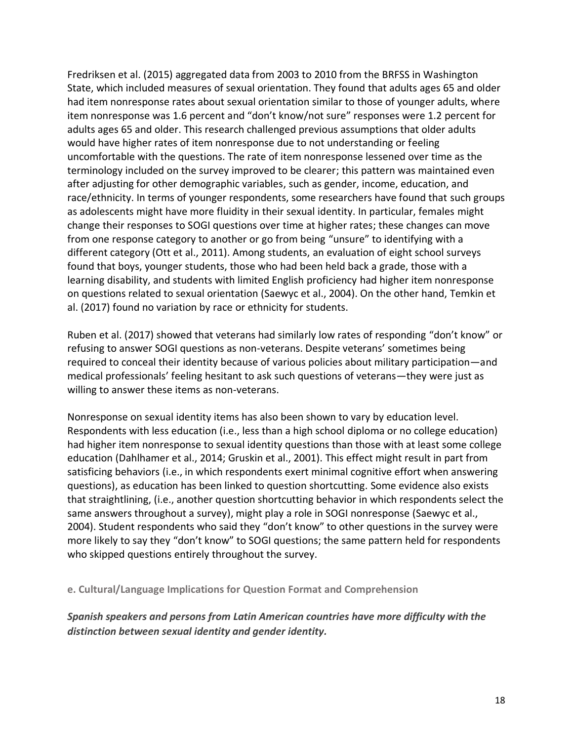Fredriksen et al. (2015) aggregated data from 2003 to 2010 from the BRFSS in Washington State, which included measures of sexual orientation. They found that adults ages 65 and older had item nonresponse rates about sexual orientation similar to those of younger adults, where item nonresponse was 1.6 percent and "don't know/not sure" responses were 1.2 percent for adults ages 65 and older. This research challenged previous assumptions that older adults would have higher rates of item nonresponse due to not understanding or feeling uncomfortable with the questions. The rate of item nonresponse lessened over time as the terminology included on the survey improved to be clearer; this pattern was maintained even after adjusting for other demographic variables, such as gender, income, education, and race/ethnicity. In terms of younger respondents, some researchers have found that such groups as adolescents might have more fluidity in their sexual identity. In particular, females might change their responses to SOGI questions over time at higher rates; these changes can move from one response category to another or go from being "unsure" to identifying with a different category (Ott et al., 2011). Among students, an evaluation of eight school surveys found that boys, younger students, those who had been held back a grade, those with a learning disability, and students with limited English proficiency had higher item nonresponse on questions related to sexual orientation (Saewyc et al., 2004). On the other hand, Temkin et al. (2017) found no variation by race or ethnicity for students.

Ruben et al. (2017) showed that veterans had similarly low rates of responding "don't know" or refusing to answer SOGI questions as non-veterans. Despite veterans' sometimes being required to conceal their identity because of various policies about military participation—and medical professionals' feeling hesitant to ask such questions of veterans—they were just as willing to answer these items as non-veterans.

Nonresponse on sexual identity items has also been shown to vary by education level. Respondents with less education (i.e., less than a high school diploma or no college education) had higher item nonresponse to sexual identity questions than those with at least some college education (Dahlhamer et al., 2014; Gruskin et al., 2001). This effect might result in part from satisficing behaviors (i.e., in which respondents exert minimal cognitive effort when answering questions), as education has been linked to question shortcutting. Some evidence also exists that straightlining, (i.e., another question shortcutting behavior in which respondents select the same answers throughout a survey), might play a role in SOGI nonresponse (Saewyc et al., 2004). Student respondents who said they "don't know" to other questions in the survey were more likely to say they "don't know" to SOGI questions; the same pattern held for respondents who skipped questions entirely throughout the survey.

#### e. Cultural/Language Implications for Question Format and Comprehension

***Spanish speakers and persons from Latin American countries have more difficulty with the distinction between sexual identity and gender identity.***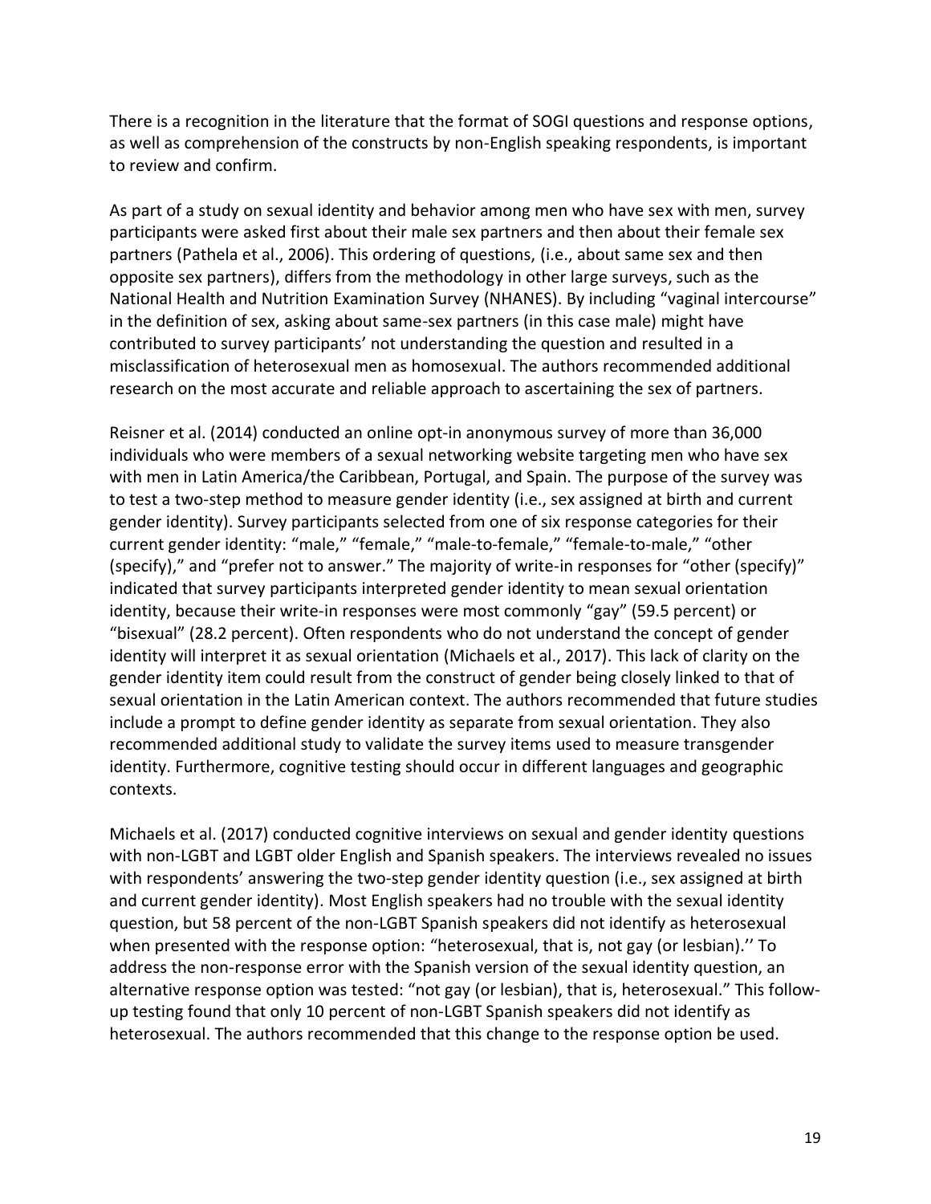There is a recognition in the literature that the format of SOGI questions and response options, as well as comprehension of the constructs by non-English speaking respondents, is important to review and confirm.

As part of a study on sexual identity and behavior among men who have sex with men, survey participants were asked first about their male sex partners and then about their female sex partners (Pathela et al., 2006). This ordering of questions, (i.e., about same sex and then opposite sex partners), differs from the methodology in other large surveys, such as the National Health and Nutrition Examination Survey (NHANES). By including "vaginal intercourse" in the definition of sex, asking about same-sex partners (in this case male) might have contributed to survey participants' not understanding the question and resulted in a misclassification of heterosexual men as homosexual. The authors recommended additional research on the most accurate and reliable approach to ascertaining the sex of partners.

Reisner et al. (2014) conducted an online opt-in anonymous survey of more than 36,000 individuals who were members of a sexual networking website targeting men who have sex with men in Latin America/the Caribbean, Portugal, and Spain. The purpose of the survey was to test a two-step method to measure gender identity (i.e., sex assigned at birth and current gender identity). Survey participants selected from one of six response categories for their current gender identity: "male," "female," "male-to-female," "female-to-male," "other (specify)," and "prefer not to answer." The majority of write-in responses for "other (specify)" indicated that survey participants interpreted gender identity to mean sexual orientation identity, because their write-in responses were most commonly "gay" (59.5 percent) or "bisexual" (28.2 percent). Often respondents who do not understand the concept of gender identity will interpret it as sexual orientation (Michaels et al., 2017). This lack of clarity on the gender identity item could result from the construct of gender being closely linked to that of sexual orientation in the Latin American context. The authors recommended that future studies include a prompt to define gender identity as separate from sexual orientation. They also recommended additional study to validate the survey items used to measure transgender identity. Furthermore, cognitive testing should occur in different languages and geographic contexts.

Michaels et al. (2017) conducted cognitive interviews on sexual and gender identity questions with non-LGBT and LGBT older English and Spanish speakers. The interviews revealed no issues with respondents' answering the two-step gender identity question (i.e., sex assigned at birth and current gender identity). Most English speakers had no trouble with the sexual identity question, but 58 percent of the non-LGBT Spanish speakers did not identify as heterosexual when presented with the response option: "heterosexual, that is, not gay (or lesbian).'' To address the non-response error with the Spanish version of the sexual identity question, an alternative response option was tested: "not gay (or lesbian), that is, heterosexual." This follow-up testing found that only 10 percent of non-LGBT Spanish speakers did not identify as heterosexual. The authors recommended that this change to the response option be used.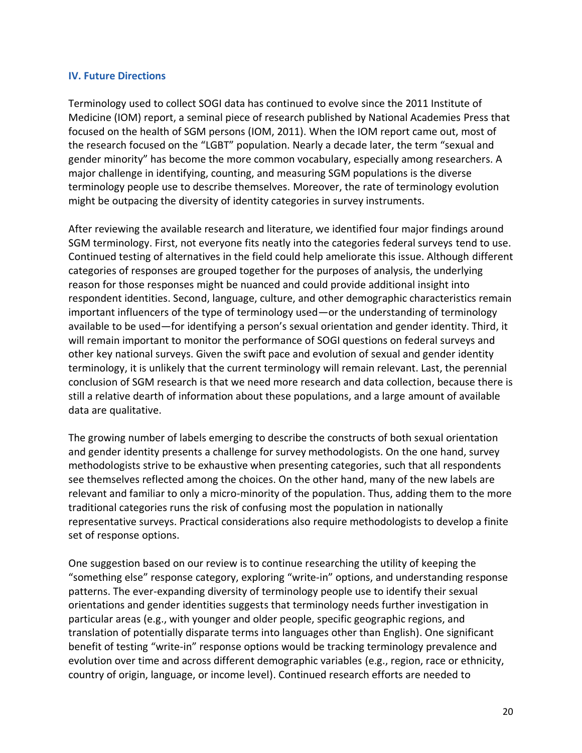### IV. Future Directions

Terminology used to collect SOGI data has continued to evolve since the 2011 Institute of Medicine (IOM) report, a seminal piece of research published by National Academies Press that focused on the health of SGM persons (IOM, 2011). When the IOM report came out, most of the research focused on the "LGBT" population. Nearly a decade later, the term "sexual and gender minority" has become the more common vocabulary, especially among researchers. A major challenge in identifying, counting, and measuring SGM populations is the diverse terminology people use to describe themselves. Moreover, the rate of terminology evolution might be outpacing the diversity of identity categories in survey instruments.

After reviewing the available research and literature, we identified four major findings around SGM terminology. First, not everyone fits neatly into the categories federal surveys tend to use. Continued testing of alternatives in the field could help ameliorate this issue. Although different categories of responses are grouped together for the purposes of analysis, the underlying reason for those responses might be nuanced and could provide additional insight into respondent identities. Second, language, culture, and other demographic characteristics remain important influencers of the type of terminology used—or the understanding of terminology available to be used—for identifying a person's sexual orientation and gender identity. Third, it will remain important to monitor the performance of SOGI questions on federal surveys and other key national surveys. Given the swift pace and evolution of sexual and gender identity terminology, it is unlikely that the current terminology will remain relevant. Last, the perennial conclusion of SGM research is that we need more research and data collection, because there is still a relative dearth of information about these populations, and a large amount of available data are qualitative.

The growing number of labels emerging to describe the constructs of both sexual orientation and gender identity presents a challenge for survey methodologists. On the one hand, survey methodologists strive to be exhaustive when presenting categories, such that all respondents see themselves reflected among the choices. On the other hand, many of the new labels are relevant and familiar to only a micro-minority of the population. Thus, adding them to the more traditional categories runs the risk of confusing most the population in nationally representative surveys. Practical considerations also require methodologists to develop a finite set of response options.

One suggestion based on our review is to continue researching the utility of keeping the "something else" response category, exploring "write-in" options, and understanding response patterns. The ever-expanding diversity of terminology people use to identify their sexual orientations and gender identities suggests that terminology needs further investigation in particular areas (e.g., with younger and older people, specific geographic regions, and translation of potentially disparate terms into languages other than English). One significant benefit of testing "write-in" response options would be tracking terminology prevalence and evolution over time and across different demographic variables (e.g., region, race or ethnicity, country of origin, language, or income level). Continued research efforts are needed to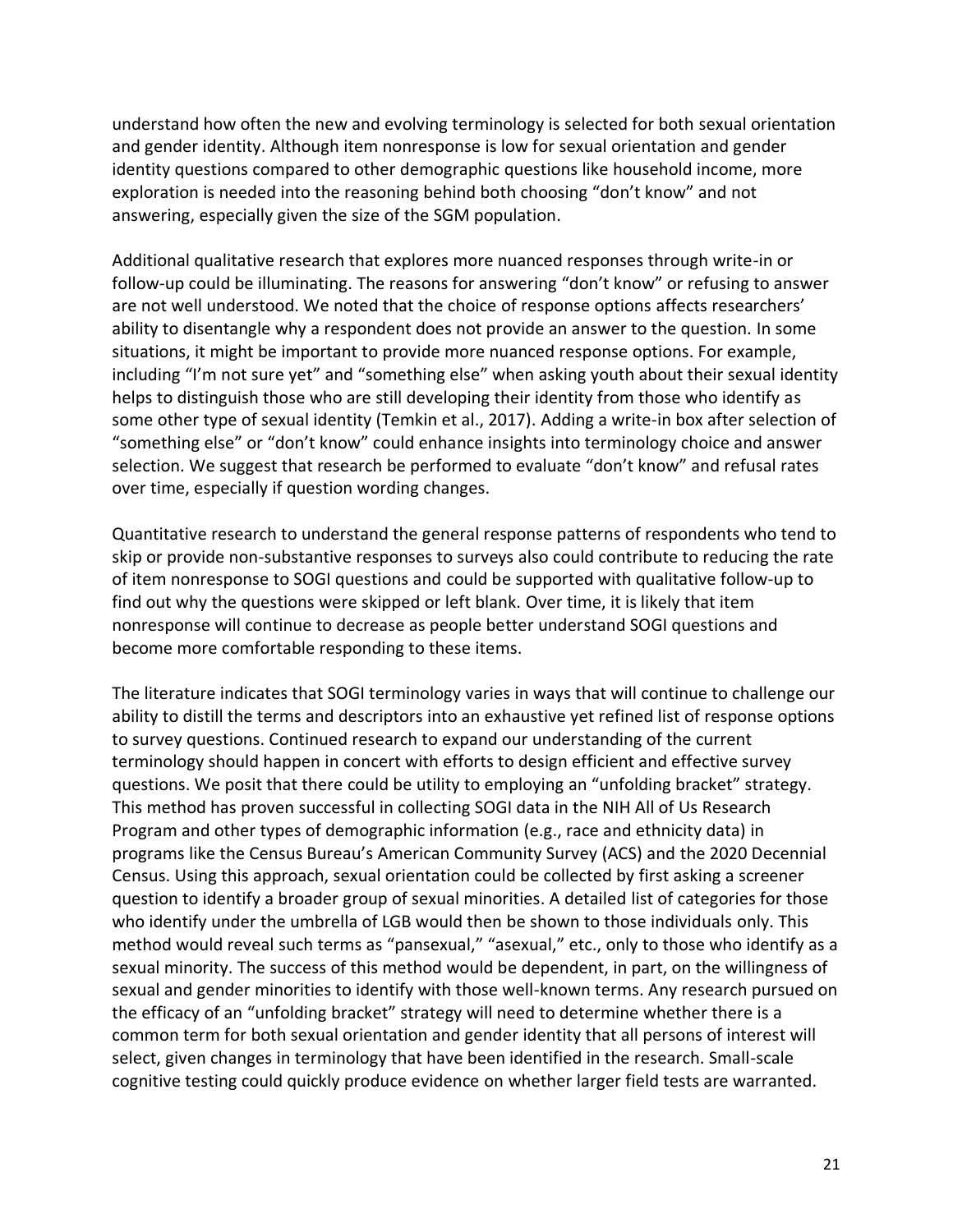understand how often the new and evolving terminology is selected for both sexual orientation and gender identity. Although item nonresponse is low for sexual orientation and gender identity questions compared to other demographic questions like household income, more exploration is needed into the reasoning behind both choosing "don't know" and not answering, especially given the size of the SGM population.

Additional qualitative research that explores more nuanced responses through write-in or follow-up could be illuminating. The reasons for answering "don't know" or refusing to answer are not well understood. We noted that the choice of response options affects researchers' ability to disentangle why a respondent does not provide an answer to the question. In some situations, it might be important to provide more nuanced response options. For example, including "I'm not sure yet" and "something else" when asking youth about their sexual identity helps to distinguish those who are still developing their identity from those who identify as some other type of sexual identity (Temkin et al., 2017). Adding a write-in box after selection of "something else" or "don't know" could enhance insights into terminology choice and answer selection. We suggest that research be performed to evaluate "don't know" and refusal rates over time, especially if question wording changes.

Quantitative research to understand the general response patterns of respondents who tend to skip or provide non-substantive responses to surveys also could contribute to reducing the rate of item nonresponse to SOGI questions and could be supported with qualitative follow-up to find out why the questions were skipped or left blank. Over time, it is likely that item nonresponse will continue to decrease as people better understand SOGI questions and become more comfortable responding to these items.

The literature indicates that SOGI terminology varies in ways that will continue to challenge our ability to distill the terms and descriptors into an exhaustive yet refined list of response options to survey questions. Continued research to expand our understanding of the current terminology should happen in concert with efforts to design efficient and effective survey questions. We posit that there could be utility to employing an "unfolding bracket" strategy. This method has proven successful in collecting SOGI data in the NIH All of Us Research Program and other types of demographic information (e.g., race and ethnicity data) in programs like the Census Bureau's American Community Survey (ACS) and the 2020 Decennial Census. Using this approach, sexual orientation could be collected by first asking a screener question to identify a broader group of sexual minorities. A detailed list of categories for those who identify under the umbrella of LGB would then be shown to those individuals only. This method would reveal such terms as "pansexual," "asexual," etc., only to those who identify as a sexual minority. The success of this method would be dependent, in part, on the willingness of sexual and gender minorities to identify with those well-known terms. Any research pursued on the efficacy of an "unfolding bracket" strategy will need to determine whether there is a common term for both sexual orientation and gender identity that all persons of interest will select, given changes in terminology that have been identified in the research. Small-scale cognitive testing could quickly produce evidence on whether larger field tests are warranted.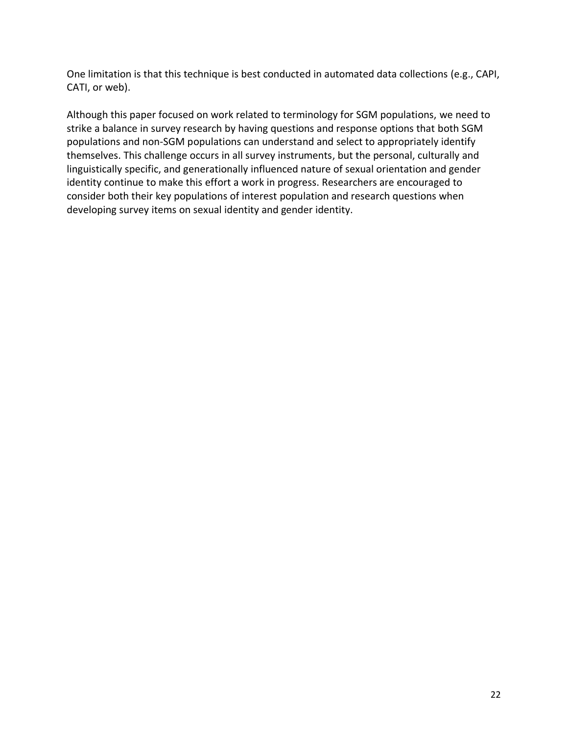One limitation is that this technique is best conducted in automated data collections (e.g., CAPI, CATI, or web).

Although this paper focused on work related to terminology for SGM populations, we need to strike a balance in survey research by having questions and response options that both SGM populations and non-SGM populations can understand and select to appropriately identify themselves. This challenge occurs in all survey instruments, but the personal, culturally and linguistically specific, and generationally influenced nature of sexual orientation and gender identity continue to make this effort a work in progress. Researchers are encouraged to consider both their key populations of interest population and research questions when developing survey items on sexual identity and gender identity.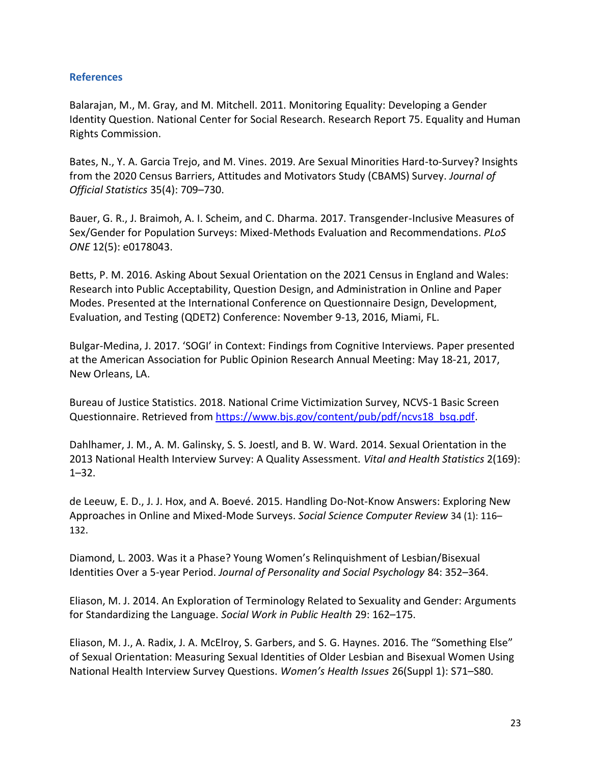## References

Balarajan, M., M. Gray, and M. Mitchell. 2011. Monitoring Equality: Developing a Gender Identity Question. National Center for Social Research. Research Report 75. Equality and Human Rights Commission.

Bates, N., Y. A. Garcia Trejo, and M. Vines. 2019. Are Sexual Minorities Hard-to-Survey? Insights from the 2020 Census Barriers, Attitudes and Motivators Study (CBAMS) Survey. *Journal of Official Statistics* 35(4): 709–730.

Bauer, G. R., J. Braimoh, A. I. Scheim, and C. Dharma. 2017. Transgender-Inclusive Measures of Sex/Gender for Population Surveys: Mixed-Methods Evaluation and Recommendations. *PLoS ONE* 12(5): e0178043.

Betts, P. M. 2016. Asking About Sexual Orientation on the 2021 Census in England and Wales: Research into Public Acceptability, Question Design, and Administration in Online and Paper Modes. Presented at the International Conference on Questionnaire Design, Development, Evaluation, and Testing (QDET2) Conference: November 9-13, 2016, Miami, FL.

Bulgar-Medina, J. 2017. 'SOGI' in Context: Findings from Cognitive Interviews. Paper presented at the American Association for Public Opinion Research Annual Meeting: May 18-21, 2017, New Orleans, LA.

Bureau of Justice Statistics. 2018. National Crime Victimization Survey, NCVS-1 Basic Screen Questionnaire. Retrieved from [https://www.bjs.gov/content/pub/pdf/ncvs18_bsq.pdf](https://www.bjs.gov/content/pub/pdf/ncvs18_bsq.pdf).

Dahlhamer, J. M., A. M. Galinsky, S. S. Joestl, and B. W. Ward. 2014. Sexual Orientation in the 2013 National Health Interview Survey: A Quality Assessment. *Vital and Health Statistics* 2(169): 1–32.

de Leeuw, E. D., J. J. Hox, and A. Boevé. 2015. Handling Do-Not-Know Answers: Exploring New Approaches in Online and Mixed-Mode Surveys. *Social Science Computer Review* 34 (1): 116–132.

Diamond, L. 2003. Was it a Phase? Young Women's Relinquishment of Lesbian/Bisexual Identities Over a 5-year Period. *Journal of Personality and Social Psychology* 84: 352–364.

Eliason, M. J. 2014. An Exploration of Terminology Related to Sexuality and Gender: Arguments for Standardizing the Language. *Social Work in Public Health* 29: 162–175.

Eliason, M. J., A. Radix, J. A. McElroy, S. Garbers, and S. G. Haynes. 2016. The "Something Else" of Sexual Orientation: Measuring Sexual Identities of Older Lesbian and Bisexual Women Using National Health Interview Survey Questions. *Women's Health Issues* 26(Suppl 1): S71–S80.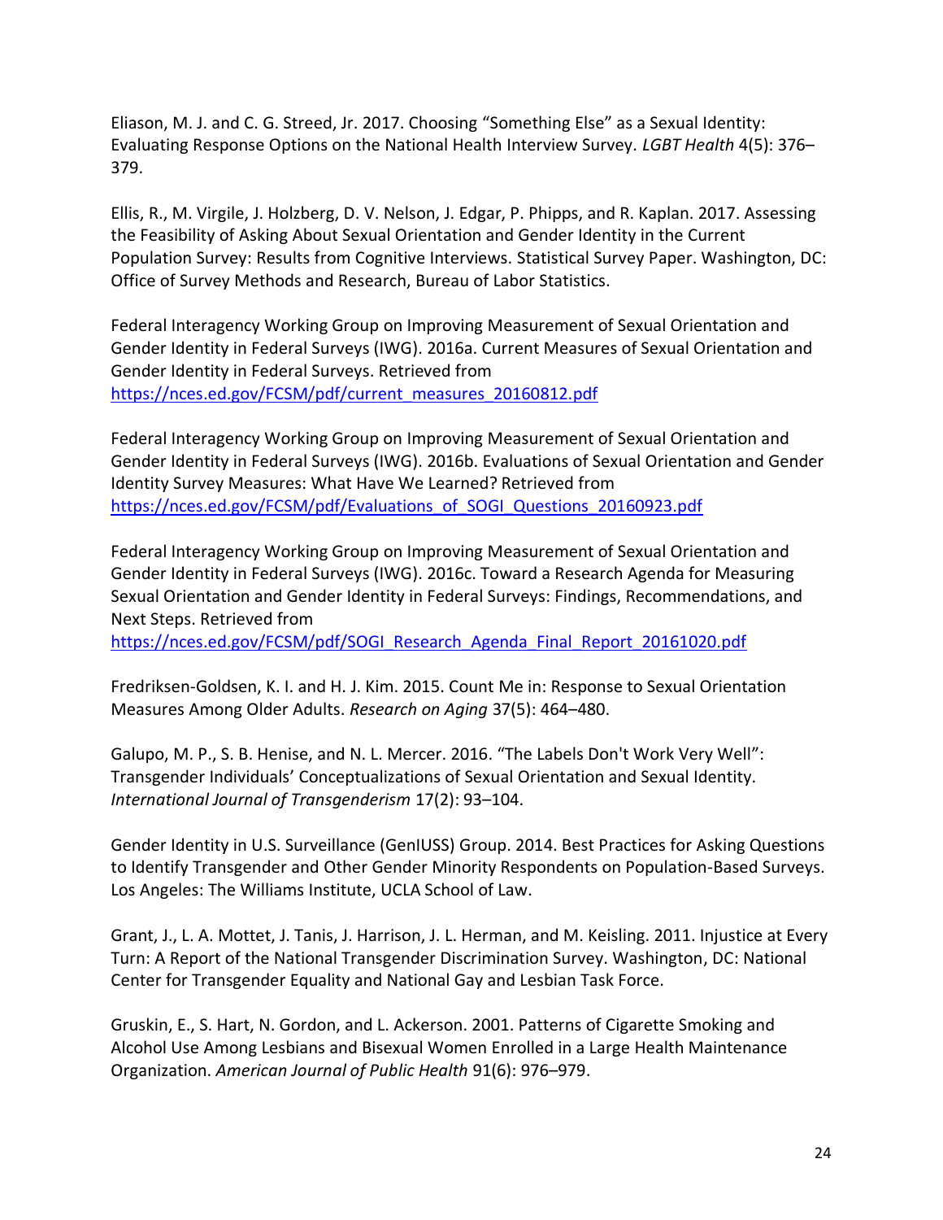Eliason, M. J. and C. G. Streed, Jr. 2017. Choosing "Something Else" as a Sexual Identity: Evaluating Response Options on the National Health Interview Survey. *LGBT Health* 4(5): 376–379.

Ellis, R., M. Virgile, J. Holzberg, D. V. Nelson, J. Edgar, P. Phipps, and R. Kaplan. 2017. Assessing the Feasibility of Asking About Sexual Orientation and Gender Identity in the Current Population Survey: Results from Cognitive Interviews. Statistical Survey Paper. Washington, DC: Office of Survey Methods and Research, Bureau of Labor Statistics.

Federal Interagency Working Group on Improving Measurement of Sexual Orientation and Gender Identity in Federal Surveys (IWG). 2016a. Current Measures of Sexual Orientation and Gender Identity in Federal Surveys. Retrieved from https://nces.ed.gov/FCSM/pdf/current_measures_20160812.pdf

Federal Interagency Working Group on Improving Measurement of Sexual Orientation and Gender Identity in Federal Surveys (IWG). 2016b. Evaluations of Sexual Orientation and Gender Identity Survey Measures: What Have We Learned? Retrieved from https://nces.ed.gov/FCSM/pdf/Evaluations_of_SOGI_Questions_20160923.pdf

Federal Interagency Working Group on Improving Measurement of Sexual Orientation and Gender Identity in Federal Surveys (IWG). 2016c. Toward a Research Agenda for Measuring Sexual Orientation and Gender Identity in Federal Surveys: Findings, Recommendations, and Next Steps. Retrieved from https://nces.ed.gov/FCSM/pdf/SOGI_Research_Agenda_Final_Report_20161020.pdf

Fredriksen-Goldsen, K. I. and H. J. Kim. 2015. Count Me in: Response to Sexual Orientation Measures Among Older Adults. *Research on Aging* 37(5): 464–480.

Galupo, M. P., S. B. Henise, and N. L. Mercer. 2016. "The Labels Don't Work Very Well": Transgender Individuals' Conceptualizations of Sexual Orientation and Sexual Identity. *International Journal of Transgenderism* 17(2): 93–104.

Gender Identity in U.S. Surveillance (GenIUSS) Group. 2014. Best Practices for Asking Questions to Identify Transgender and Other Gender Minority Respondents on Population-Based Surveys. Los Angeles: The Williams Institute, UCLA School of Law.

Grant, J., L. A. Mottet, J. Tanis, J. Harrison, J. L. Herman, and M. Keisling. 2011. Injustice at Every Turn: A Report of the National Transgender Discrimination Survey. Washington, DC: National Center for Transgender Equality and National Gay and Lesbian Task Force.

Gruskin, E., S. Hart, N. Gordon, and L. Ackerson. 2001. Patterns of Cigarette Smoking and Alcohol Use Among Lesbians and Bisexual Women Enrolled in a Large Health Maintenance Organization. *American Journal of Public Health* 91(6): 976–979.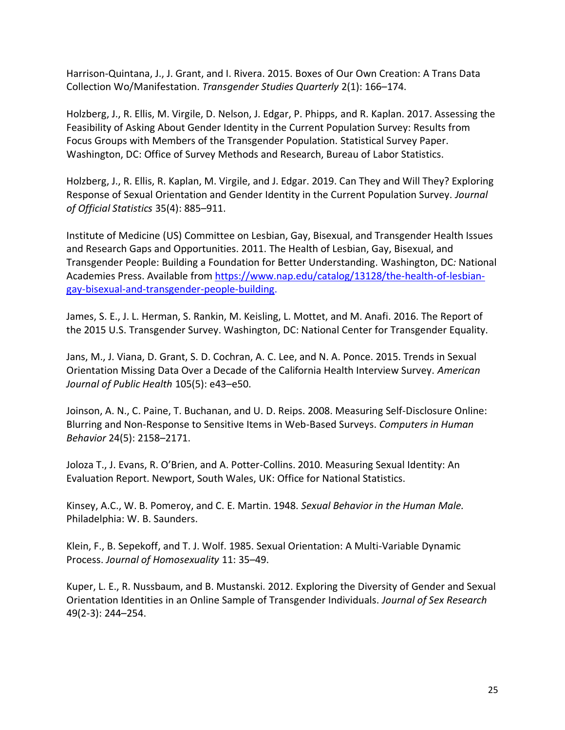Harrison-Quintana, J., J. Grant, and I. Rivera. 2015. Boxes of Our Own Creation: A Trans Data Collection Wo/Manifestation. *Transgender Studies Quarterly* 2(1): 166–174.

Holzberg, J., R. Ellis, M. Virgile, D. Nelson, J. Edgar, P. Phipps, and R. Kaplan. 2017. Assessing the Feasibility of Asking About Gender Identity in the Current Population Survey: Results from Focus Groups with Members of the Transgender Population. Statistical Survey Paper. Washington, DC: Office of Survey Methods and Research, Bureau of Labor Statistics.

Holzberg, J., R. Ellis, R. Kaplan, M. Virgile, and J. Edgar. 2019. Can They and Will They? Exploring Response of Sexual Orientation and Gender Identity in the Current Population Survey. *Journal of Official Statistics* 35(4): 885–911.

Institute of Medicine (US) Committee on Lesbian, Gay, Bisexual, and Transgender Health Issues and Research Gaps and Opportunities. 2011. The Health of Lesbian, Gay, Bisexual, and Transgender People: Building a Foundation for Better Understanding. Washington, DC*:* National Academies Press. Available from [https://www.nap.edu/catalog/13128/the-health-of-lesbian-gay-bisexual-and-transgender-people-building](https://www.nap.edu/catalog/13128/the-health-of-lesbian-gay-bisexual-and-transgender-people-building).

James, S. E., J. L. Herman, S. Rankin, M. Keisling, L. Mottet, and M. Anafi. 2016. The Report of the 2015 U.S. Transgender Survey. Washington, DC: National Center for Transgender Equality.

Jans, M., J. Viana, D. Grant, S. D. Cochran, A. C. Lee, and N. A. Ponce. 2015. Trends in Sexual Orientation Missing Data Over a Decade of the California Health Interview Survey. *American Journal of Public Health* 105(5): e43–e50.

Joinson, A. N., C. Paine, T. Buchanan, and U. D. Reips. 2008. Measuring Self-Disclosure Online: Blurring and Non-Response to Sensitive Items in Web-Based Surveys. *Computers in Human Behavior* 24(5): 2158–2171.

Joloza T., J. Evans, R. O'Brien, and A. Potter-Collins. 2010. Measuring Sexual Identity: An Evaluation Report. Newport, South Wales, UK: Office for National Statistics.

Kinsey, A.C., W. B. Pomeroy, and C. E. Martin. 1948. *Sexual Behavior in the Human Male.* Philadelphia: W. B. Saunders.

Klein, F., B. Sepekoff, and T. J. Wolf. 1985. Sexual Orientation: A Multi-Variable Dynamic Process. *Journal of Homosexuality* 11: 35–49.

Kuper, L. E., R. Nussbaum, and B. Mustanski. 2012. Exploring the Diversity of Gender and Sexual Orientation Identities in an Online Sample of Transgender Individuals. *Journal of Sex Research* 49(2-3): 244–254.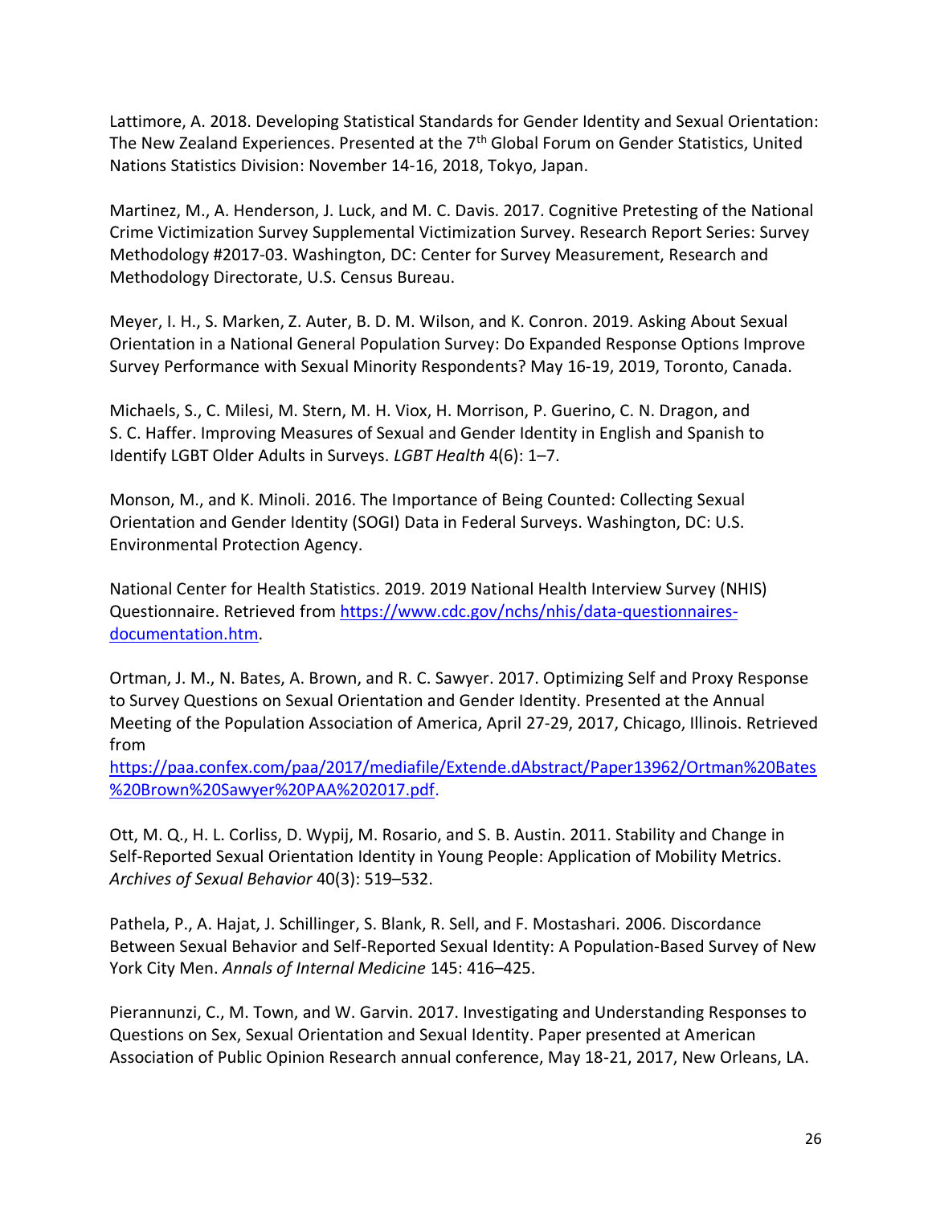Lattimore, A. 2018. Developing Statistical Standards for Gender Identity and Sexual Orientation: The New Zealand Experiences. Presented at the 7th Global Forum on Gender Statistics, United Nations Statistics Division: November 14-16, 2018, Tokyo, Japan.

Martinez, M., A. Henderson, J. Luck, and M. C. Davis. 2017. Cognitive Pretesting of the National Crime Victimization Survey Supplemental Victimization Survey. Research Report Series: Survey Methodology #2017-03. Washington, DC: Center for Survey Measurement, Research and Methodology Directorate, U.S. Census Bureau.

Meyer, I. H., S. Marken, Z. Auter, B. D. M. Wilson, and K. Conron. 2019. Asking About Sexual Orientation in a National General Population Survey: Do Expanded Response Options Improve Survey Performance with Sexual Minority Respondents? May 16-19, 2019, Toronto, Canada.

Michaels, S., C. Milesi, M. Stern, M. H. Viox, H. Morrison, P. Guerino, C. N. Dragon, and S. C. Haffer. Improving Measures of Sexual and Gender Identity in English and Spanish to Identify LGBT Older Adults in Surveys. *LGBT Health* 4(6): 1–7.

Monson, M., and K. Minoli. 2016. The Importance of Being Counted: Collecting Sexual Orientation and Gender Identity (SOGI) Data in Federal Surveys. Washington, DC: U.S. Environmental Protection Agency.

National Center for Health Statistics. 2019. 2019 National Health Interview Survey (NHIS) Questionnaire. Retrieved from https://www.cdc.gov/nchs/nhis/data-questionnaires-documentation.htm.

Ortman, J. M., N. Bates, A. Brown, and R. C. Sawyer. 2017. Optimizing Self and Proxy Response to Survey Questions on Sexual Orientation and Gender Identity. Presented at the Annual Meeting of the Population Association of America, April 27-29, 2017, Chicago, Illinois. Retrieved from https://paa.confex.com/paa/2017/mediafile/Extende.dAbstract/Paper13962/Ortman%20Bates%20Brown%20Sawyer%20PAA%202017.pdf.

Ott, M. Q., H. L. Corliss, D. Wypij, M. Rosario, and S. B. Austin. 2011. Stability and Change in Self-Reported Sexual Orientation Identity in Young People: Application of Mobility Metrics. *Archives of Sexual Behavior* 40(3): 519–532.

Pathela, P., A. Hajat, J. Schillinger, S. Blank, R. Sell, and F. Mostashari. 2006. Discordance Between Sexual Behavior and Self-Reported Sexual Identity: A Population-Based Survey of New York City Men. *Annals of Internal Medicine* 145: 416–425.

Pierannunzi, C., M. Town, and W. Garvin. 2017. Investigating and Understanding Responses to Questions on Sex, Sexual Orientation and Sexual Identity. Paper presented at American Association of Public Opinion Research annual conference, May 18-21, 2017, New Orleans, LA.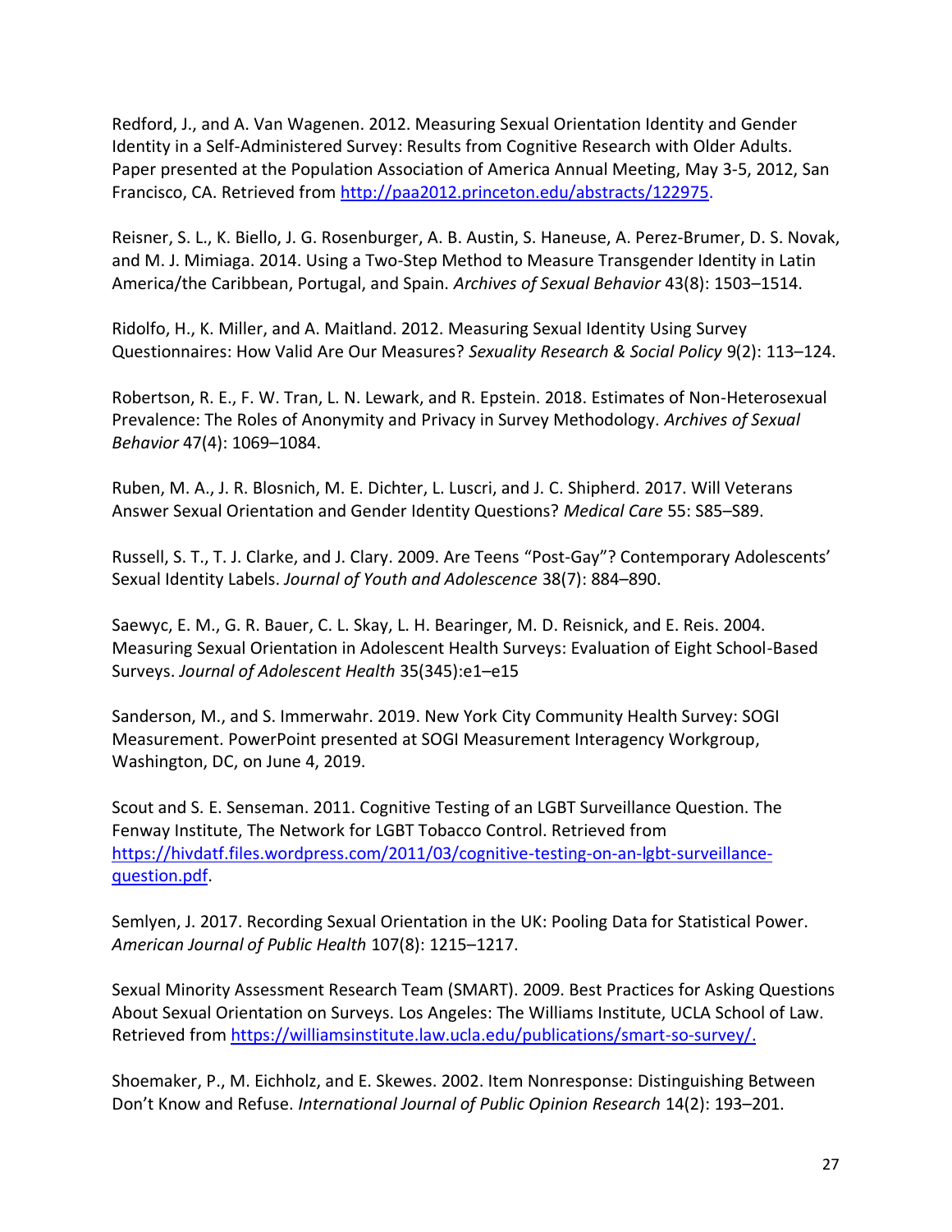Redford, J., and A. Van Wagenen. 2012. Measuring Sexual Orientation Identity and Gender Identity in a Self-Administered Survey: Results from Cognitive Research with Older Adults. Paper presented at the Population Association of America Annual Meeting, May 3-5, 2012, San Francisco, CA. Retrieved from [http://paa2012.princeton.edu/abstracts/122975](http://paa2012.princeton.edu/abstracts/122975).

Reisner, S. L., K. Biello, J. G. Rosenburger, A. B. Austin, S. Haneuse, A. Perez-Brumer, D. S. Novak, and M. J. Mimiaga. 2014. Using a Two-Step Method to Measure Transgender Identity in Latin America/the Caribbean, Portugal, and Spain. *Archives of Sexual Behavior* 43(8): 1503–1514.

Ridolfo, H., K. Miller, and A. Maitland. 2012. Measuring Sexual Identity Using Survey Questionnaires: How Valid Are Our Measures? *Sexuality Research & Social Policy* 9(2): 113–124.

Robertson, R. E., F. W. Tran, L. N. Lewark, and R. Epstein. 2018. Estimates of Non-Heterosexual Prevalence: The Roles of Anonymity and Privacy in Survey Methodology. *Archives of Sexual Behavior* 47(4): 1069–1084.

Ruben, M. A., J. R. Blosnich, M. E. Dichter, L. Luscri, and J. C. Shipherd. 2017. Will Veterans Answer Sexual Orientation and Gender Identity Questions? *Medical Care* 55: S85–S89.

Russell, S. T., T. J. Clarke, and J. Clary. 2009. Are Teens "Post-Gay"? Contemporary Adolescents' Sexual Identity Labels. *Journal of Youth and Adolescence* 38(7): 884–890.

Saewyc, E. M., G. R. Bauer, C. L. Skay, L. H. Bearinger, M. D. Reisnick, and E. Reis. 2004. Measuring Sexual Orientation in Adolescent Health Surveys: Evaluation of Eight School-Based Surveys. *Journal of Adolescent Health* 35(345):e1–e15

Sanderson, M., and S. Immerwahr. 2019. New York City Community Health Survey: SOGI Measurement. PowerPoint presented at SOGI Measurement Interagency Workgroup, Washington, DC, on June 4, 2019.

Scout and S. E. Senseman. 2011. Cognitive Testing of an LGBT Surveillance Question. The Fenway Institute, The Network for LGBT Tobacco Control. Retrieved from [https://hivdatf.files.wordpress.com/2011/03/cognitive-testing-on-an-lgbt-surveillance-question.pdf](https://hivdatf.files.wordpress.com/2011/03/cognitive-testing-on-an-lgbt-surveillance-question.pdf).

Semlyen, J. 2017. Recording Sexual Orientation in the UK: Pooling Data for Statistical Power. *American Journal of Public Health* 107(8): 1215–1217.

Sexual Minority Assessment Research Team (SMART). 2009. Best Practices for Asking Questions About Sexual Orientation on Surveys. Los Angeles: The Williams Institute, UCLA School of Law. Retrieved from [https://williamsinstitute.law.ucla.edu/publications/smart-so-survey/.](https://williamsinstitute.law.ucla.edu/publications/smart-so-survey/)

Shoemaker, P., M. Eichholz, and E. Skewes. 2002. Item Nonresponse: Distinguishing Between Don't Know and Refuse. *International Journal of Public Opinion Research* 14(2): 193–201.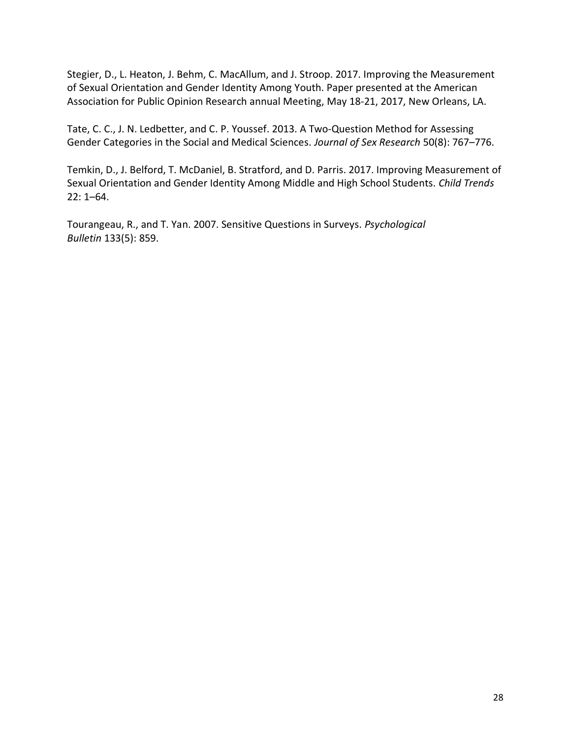Stegier, D., L. Heaton, J. Behm, C. MacAllum, and J. Stroop. 2017. Improving the Measurement of Sexual Orientation and Gender Identity Among Youth. Paper presented at the American Association for Public Opinion Research annual Meeting, May 18-21, 2017, New Orleans, LA.

Tate, C. C., J. N. Ledbetter, and C. P. Youssef. 2013. A Two-Question Method for Assessing Gender Categories in the Social and Medical Sciences. *Journal of Sex Research* 50(8): 767–776.

Temkin, D., J. Belford, T. McDaniel, B. Stratford, and D. Parris. 2017. Improving Measurement of Sexual Orientation and Gender Identity Among Middle and High School Students. *Child Trends* 22: 1–64.

Tourangeau, R., and T. Yan. 2007. Sensitive Questions in Surveys. *Psychological Bulletin* 133(5): 859.